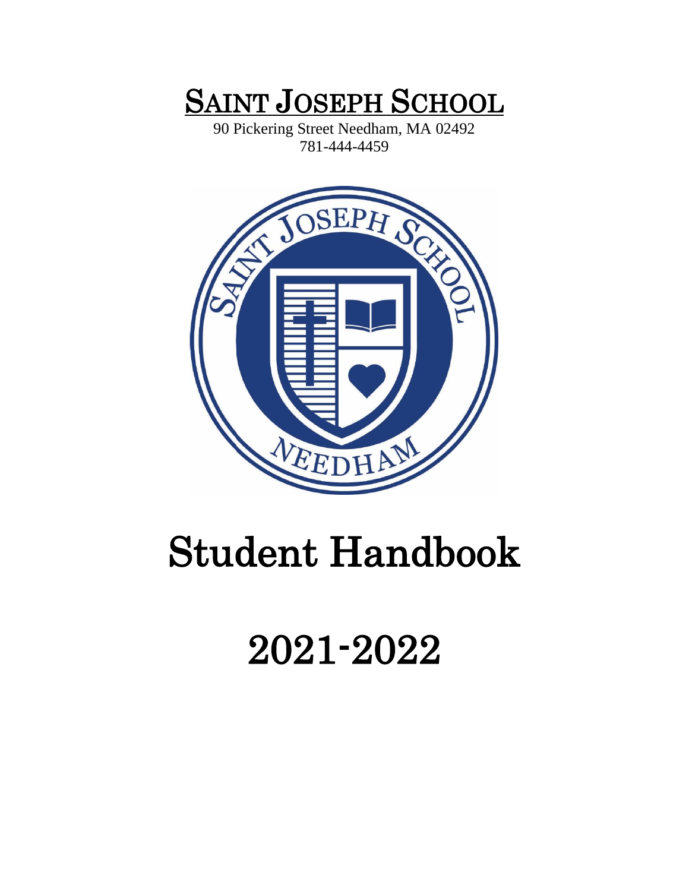# SAINT JOSEPH SCHOOL

90 Pickering Street Needham, MA 02492
781-444-4459

SAINT JOSEPH SCHOOL

NEEDHAM

# Student Handbook

# 2021-2022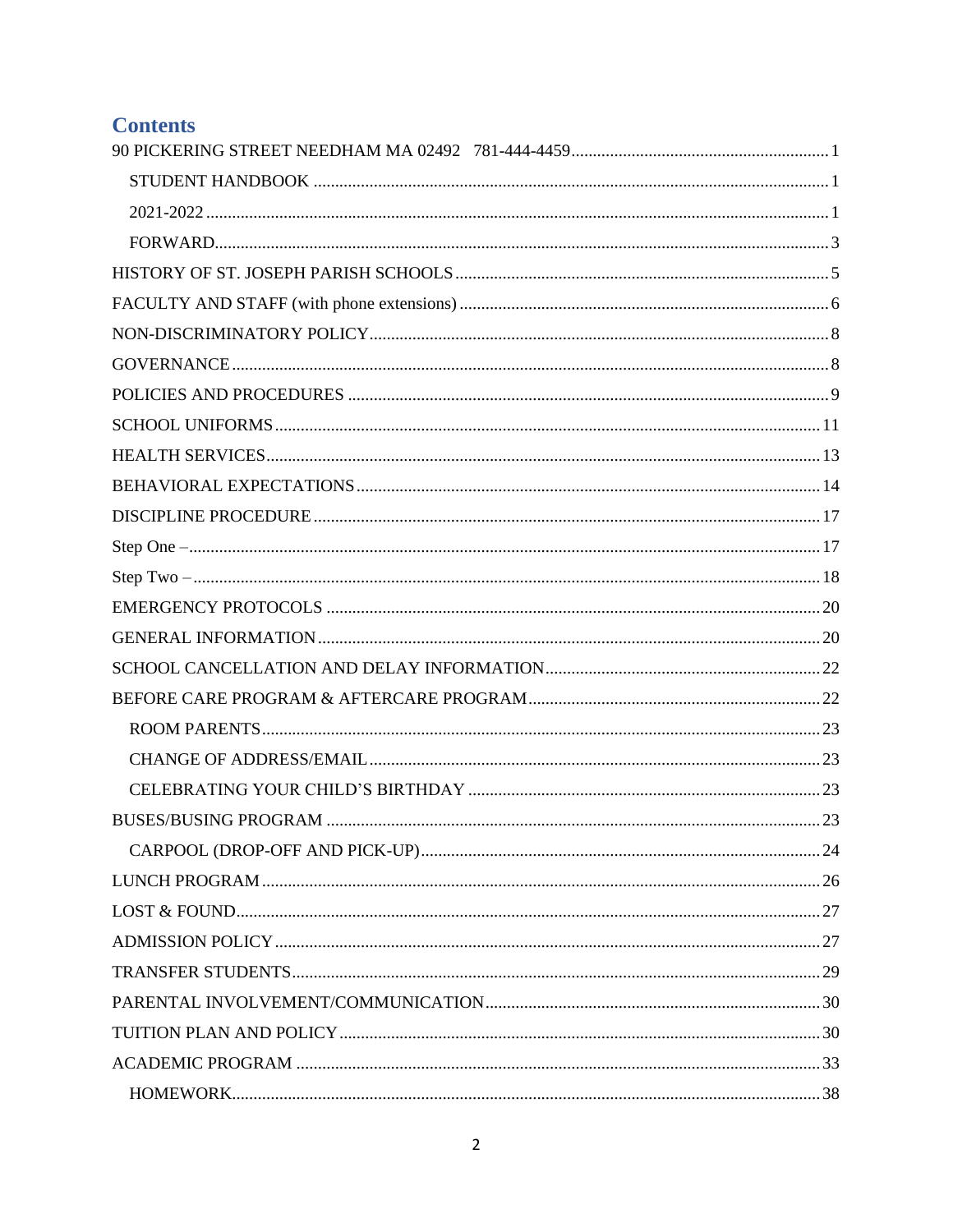# Contents

90 PICKERING STREET NEEDHAM MA 02492 781-444-4459 ........................................................... 1

- STUDENT HANDBOOK ........................................................... 1
- 2021-2022 ........................................................... 1
- FORWARD........................................................... 3

HISTORY OF ST. JOSEPH PARISH SCHOOLS ........................................................... 5

FACULTY AND STAFF (with phone extensions) ........................................................... 6

NON-DISCRIMINATORY POLICY ........................................................... 8

GOVERNANCE ........................................................... 8

POLICIES AND PROCEDURES ........................................................... 9

SCHOOL UNIFORMS ........................................................... 11

HEALTH SERVICES ........................................................... 13

BEHAVIORAL EXPECTATIONS ........................................................... 14

DISCIPLINE PROCEDURE ........................................................... 17

Step One – ........................................................... 17

Step Two – ........................................................... 18

EMERGENCY PROTOCOLS ........................................................... 20

GENERAL INFORMATION ........................................................... 20

SCHOOL CANCELLATION AND DELAY INFORMATION ........................................................... 22

BEFORE CARE PROGRAM & AFTERCARE PROGRAM ........................................................... 22

- ROOM PARENTS ........................................................... 23
- CHANGE OF ADDRESS/EMAIL ........................................................... 23
- CELEBRATING YOUR CHILD'S BIRTHDAY ........................................................... 23

BUSES/BUSING PROGRAM ........................................................... 23

- CARPOOL (DROP-OFF AND PICK-UP) ........................................................... 24

LUNCH PROGRAM ........................................................... 26

LOST & FOUND ........................................................... 27

ADMISSION POLICY ........................................................... 27

TRANSFER STUDENTS ........................................................... 29

PARENTAL INVOLVEMENT/COMMUNICATION ........................................................... 30

TUITION PLAN AND POLICY ........................................................... 30

ACADEMIC PROGRAM ........................................................... 33

- HOMEWORK ........................................................... 38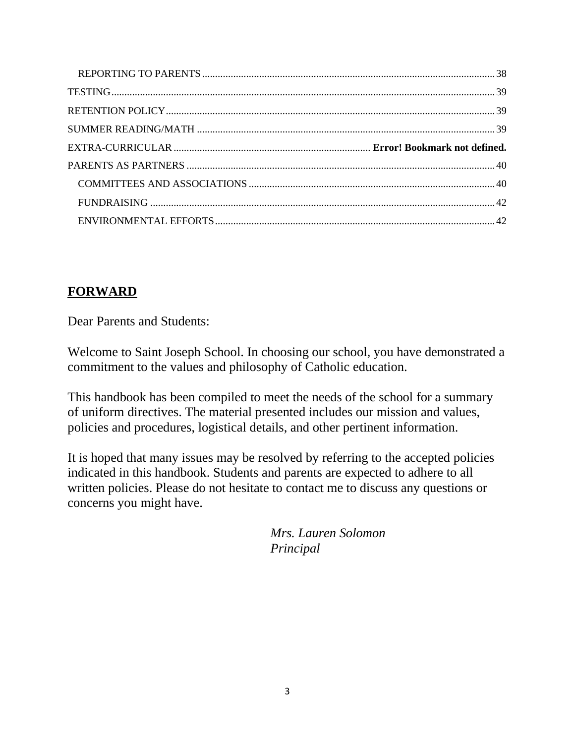REPORTING TO PARENTS ........................................................ 38
TESTING ........................................................ 39
RETENTION POLICY ........................................................ 39
SUMMER READING/MATH ........................................................ 39
EXTRA-CURRICULAR ........................................................ **Error! Bookmark not defined.**
PARENTS AS PARTNERS ........................................................ 40
COMMITTEES AND ASSOCIATIONS ........................................................ 40
FUNDRAISING ........................................................ 42
ENVIRONMENTAL EFFORTS ........................................................ 42

## FORWARD

Dear Parents and Students:

Welcome to Saint Joseph School. In choosing our school, you have demonstrated a commitment to the values and philosophy of Catholic education.

This handbook has been compiled to meet the needs of the school for a summary of uniform directives. The material presented includes our mission and values, policies and procedures, logistical details, and other pertinent information.

It is hoped that many issues may be resolved by referring to the accepted policies indicated in this handbook. Students and parents are expected to adhere to all written policies. Please do not hesitate to contact me to discuss any questions or concerns you might have.

*Mrs. Lauren Solomon*
*Principal*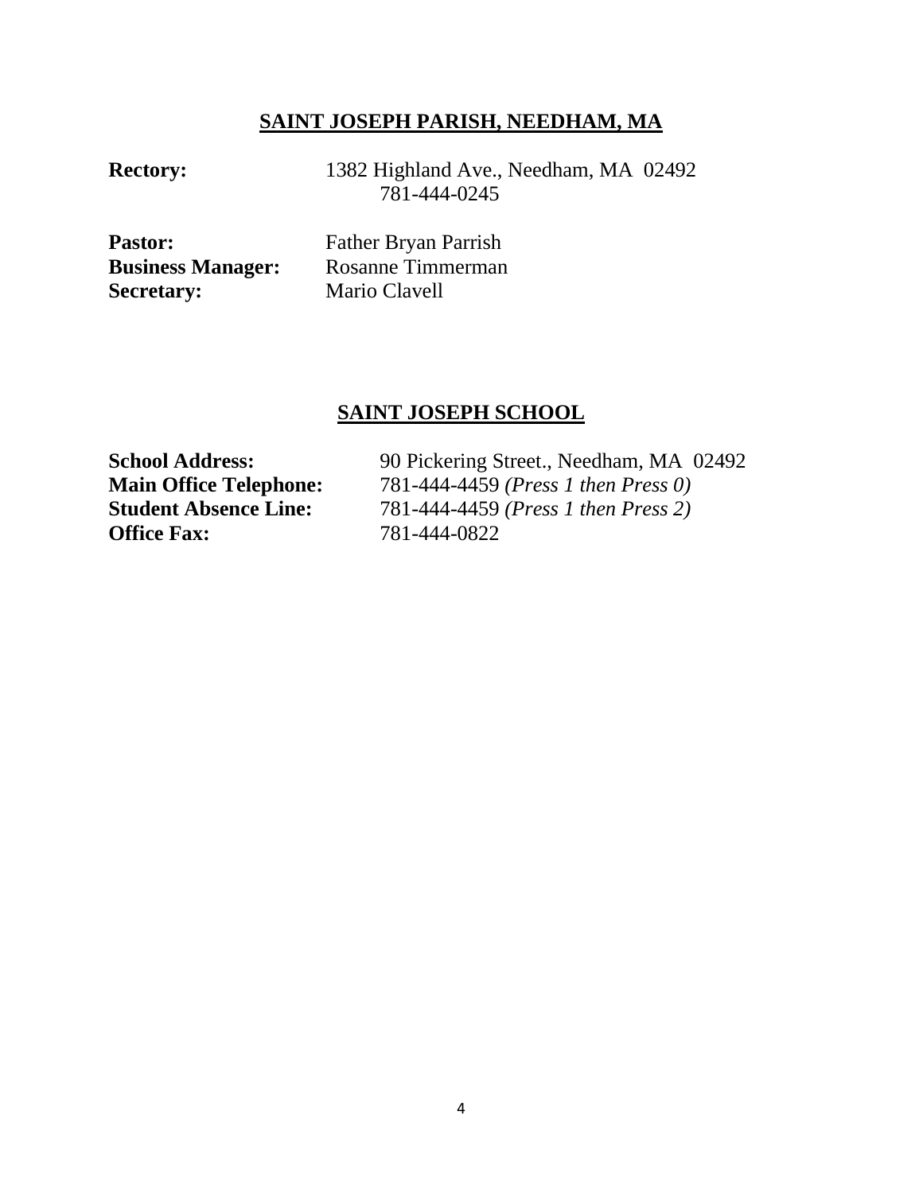## SAINT JOSEPH PARISH, NEEDHAM, MA

**Rectory:** 1382 Highland Ave., Needham, MA 02492
781-444-0245

**Pastor:** Father Bryan Parrish
**Business Manager:** Rosanne Timmerman
**Secretary:** Mario Clavell

## SAINT JOSEPH SCHOOL

**School Address:** 90 Pickering Street., Needham, MA 02492
**Main Office Telephone:** 781-444-4459 *(Press 1 then Press 0)*
**Student Absence Line:** 781-444-4459 *(Press 1 then Press 2)*
**Office Fax:** 781-444-0822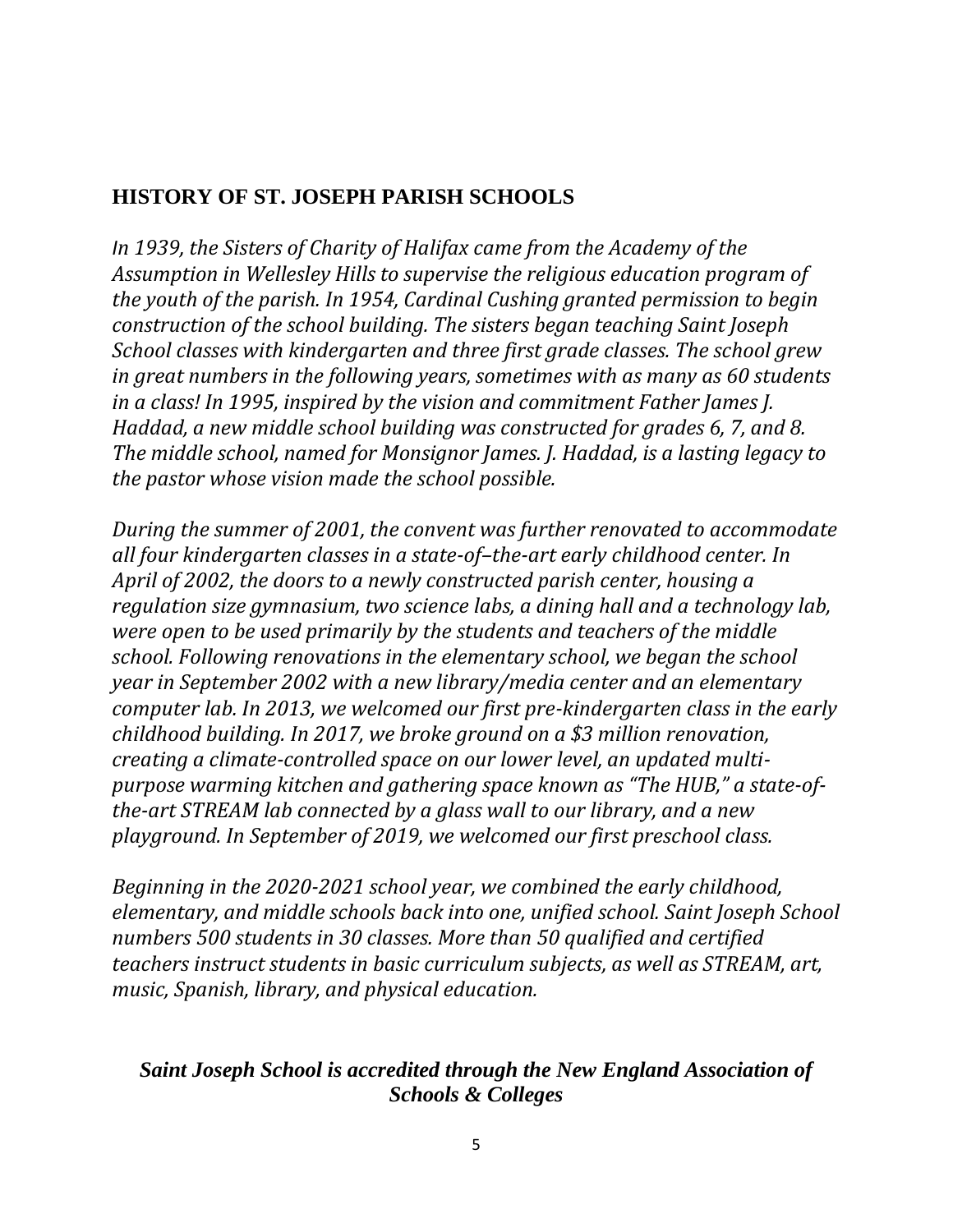## HISTORY OF ST. JOSEPH PARISH SCHOOLS

*In 1939, the Sisters of Charity of Halifax came from the Academy of the Assumption in Wellesley Hills to supervise the religious education program of the youth of the parish. In 1954, Cardinal Cushing granted permission to begin construction of the school building. The sisters began teaching Saint Joseph School classes with kindergarten and three first grade classes. The school grew in great numbers in the following years, sometimes with as many as 60 students in a class! In 1995, inspired by the vision and commitment Father James J. Haddad, a new middle school building was constructed for grades 6, 7, and 8. The middle school, named for Monsignor James. J. Haddad, is a lasting legacy to the pastor whose vision made the school possible.*

*During the summer of 2001, the convent was further renovated to accommodate all four kindergarten classes in a state-of–the-art early childhood center. In April of 2002, the doors to a newly constructed parish center, housing a regulation size gymnasium, two science labs, a dining hall and a technology lab, were open to be used primarily by the students and teachers of the middle school. Following renovations in the elementary school, we began the school year in September 2002 with a new library/media center and an elementary computer lab. In 2013, we welcomed our first pre-kindergarten class in the early childhood building. In 2017, we broke ground on a $3 million renovation, creating a climate-controlled space on our lower level, an updated multi-purpose warming kitchen and gathering space known as "The HUB," a state-of-the-art STREAM lab connected by a glass wall to our library, and a new playground. In September of 2019, we welcomed our first preschool class.*

*Beginning in the 2020-2021 school year, we combined the early childhood, elementary, and middle schools back into one, unified school. Saint Joseph School numbers 500 students in 30 classes. More than 50 qualified and certified teachers instruct students in basic curriculum subjects, as well as STREAM, art, music, Spanish, library, and physical education.*

***Saint Joseph School is accredited through the New England Association of Schools & Colleges***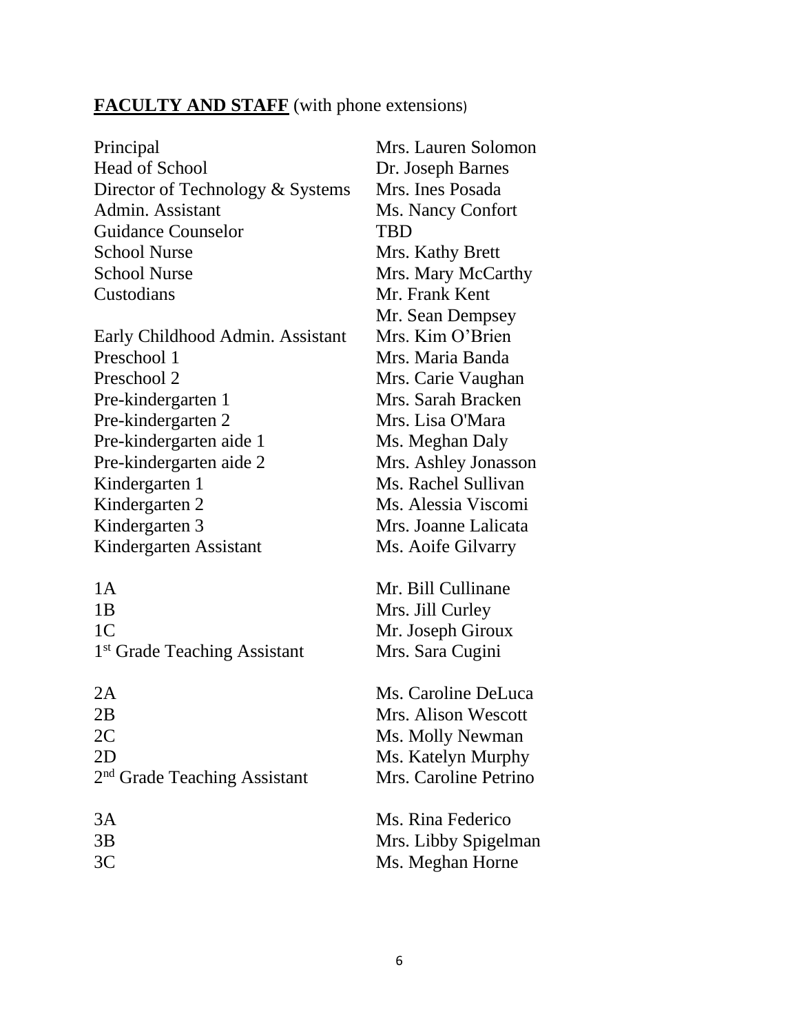**FACULTY AND STAFF** (with phone extensions)

| | |
|---|---|
| Principal | Mrs. Lauren Solomon |
| Head of School | Dr. Joseph Barnes |
| Director of Technology & Systems | Mrs. Ines Posada |
| Admin. Assistant | Ms. Nancy Confort |
| Guidance Counselor | TBD |
| School Nurse | Mrs. Kathy Brett |
| School Nurse | Mrs. Mary McCarthy |
| Custodians | Mr. Frank Kent |
| | Mr. Sean Dempsey |
| Early Childhood Admin. Assistant | Mrs. Kim O'Brien |
| Preschool 1 | Mrs. Maria Banda |
| Preschool 2 | Mrs. Carie Vaughan |
| Pre-kindergarten 1 | Mrs. Sarah Bracken |
| Pre-kindergarten 2 | Mrs. Lisa O'Mara |
| Pre-kindergarten aide 1 | Ms. Meghan Daly |
| Pre-kindergarten aide 2 | Mrs. Ashley Jonasson |
| Kindergarten 1 | Ms. Rachel Sullivan |
| Kindergarten 2 | Ms. Alessia Viscomi |
| Kindergarten 3 | Mrs. Joanne Lalicata |
| Kindergarten Assistant | Ms. Aoife Gilvarry |
| 1A | Mr. Bill Cullinane |
| 1B | Mrs. Jill Curley |
| 1C | Mr. Joseph Giroux |
| 1st Grade Teaching Assistant | Mrs. Sara Cugini |
| 2A | Ms. Caroline DeLuca |
| 2B | Mrs. Alison Wescott |
| 2C | Ms. Molly Newman |
| 2D | Ms. Katelyn Murphy |
| 2nd Grade Teaching Assistant | Mrs. Caroline Petrino |
| 3A | Ms. Rina Federico |
| 3B | Mrs. Libby Spigelman |
| 3C | Ms. Meghan Horne |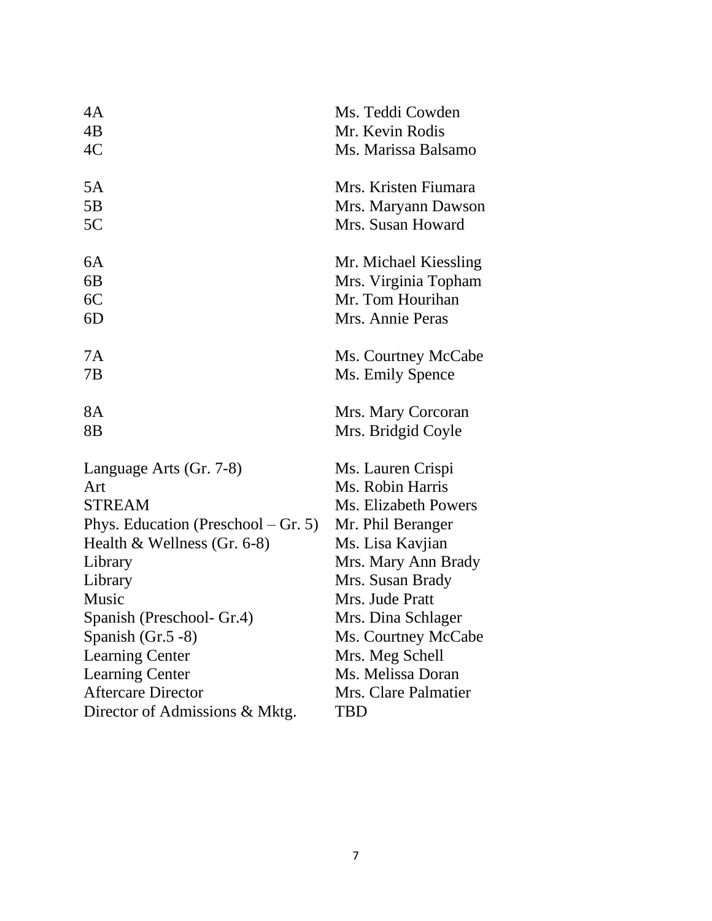| | |
|---|---|
| 4A | Ms. Teddi Cowden |
| 4B | Mr. Kevin Rodis |
| 4C | Ms. Marissa Balsamo |
| | |
| 5A | Mrs. Kristen Fiumara |
| 5B | Mrs. Maryann Dawson |
| 5C | Mrs. Susan Howard |
| | |
| 6A | Mr. Michael Kiessling |
| 6B | Mrs. Virginia Topham |
| 6C | Mr. Tom Hourihan |
| 6D | Mrs. Annie Peras |
| | |
| 7A | Ms. Courtney McCabe |
| 7B | Ms. Emily Spence |
| | |
| 8A | Mrs. Mary Corcoran |
| 8B | Mrs. Bridgid Coyle |
| | |
| Language Arts (Gr. 7-8) | Ms. Lauren Crispi |
| Art | Ms. Robin Harris |
| STREAM | Ms. Elizabeth Powers |
| Phys. Education (Preschool – Gr. 5) | Mr. Phil Beranger |
| Health & Wellness (Gr. 6-8) | Ms. Lisa Kavjian |
| Library | Mrs. Mary Ann Brady |
| Library | Mrs. Susan Brady |
| Music | Mrs. Jude Pratt |
| Spanish (Preschool- Gr.4) | Mrs. Dina Schlager |
| Spanish (Gr.5 -8) | Ms. Courtney McCabe |
| Learning Center | Mrs. Meg Schell |
| Learning Center | Ms. Melissa Doran |
| Aftercare Director | Mrs. Clare Palmatier |
| Director of Admissions & Mktg. | TBD |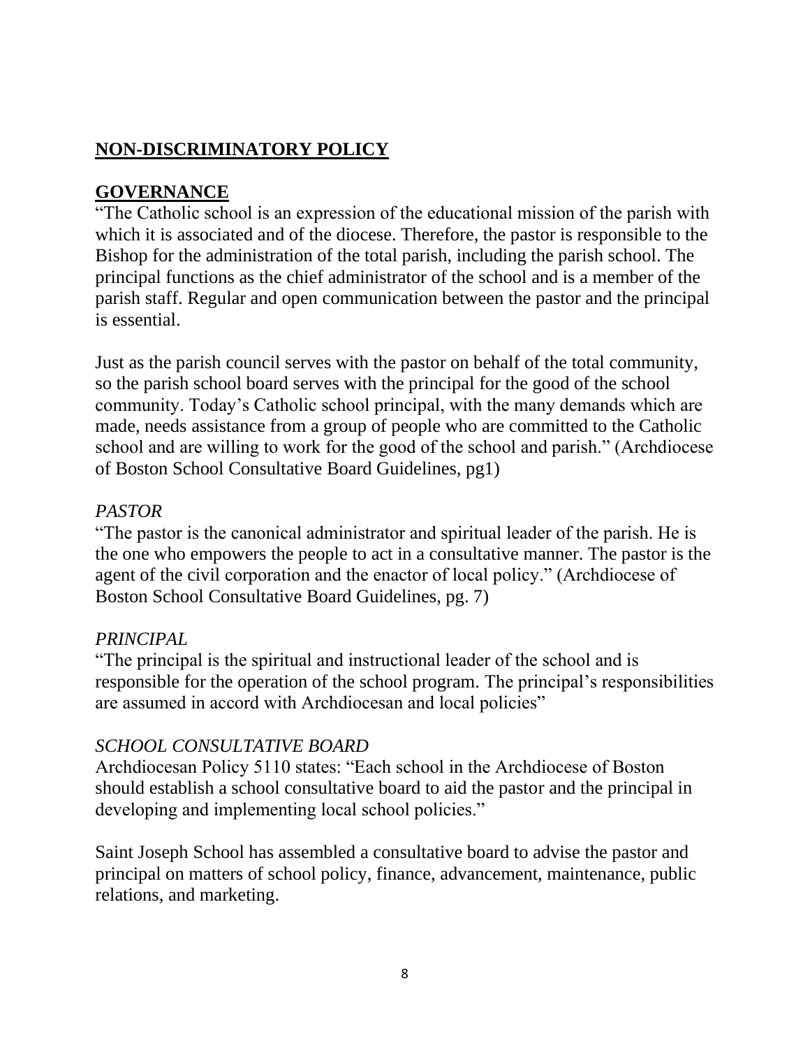## **NON-DISCRIMINATORY POLICY**

## **GOVERNANCE**

"The Catholic school is an expression of the educational mission of the parish with which it is associated and of the diocese. Therefore, the pastor is responsible to the Bishop for the administration of the total parish, including the parish school. The principal functions as the chief administrator of the school and is a member of the parish staff. Regular and open communication between the pastor and the principal is essential.

Just as the parish council serves with the pastor on behalf of the total community, so the parish school board serves with the principal for the good of the school community. Today's Catholic school principal, with the many demands which are made, needs assistance from a group of people who are committed to the Catholic school and are willing to work for the good of the school and parish." (Archdiocese of Boston School Consultative Board Guidelines, pg1)

### *PASTOR*

"The pastor is the canonical administrator and spiritual leader of the parish. He is the one who empowers the people to act in a consultative manner. The pastor is the agent of the civil corporation and the enactor of local policy." (Archdiocese of Boston School Consultative Board Guidelines, pg. 7)

### *PRINCIPAL*

"The principal is the spiritual and instructional leader of the school and is responsible for the operation of the school program. The principal's responsibilities are assumed in accord with Archdiocesan and local policies"

### *SCHOOL CONSULTATIVE BOARD*

Archdiocesan Policy 5110 states: "Each school in the Archdiocese of Boston should establish a school consultative board to aid the pastor and the principal in developing and implementing local school policies."

Saint Joseph School has assembled a consultative board to advise the pastor and principal on matters of school policy, finance, advancement, maintenance, public relations, and marketing.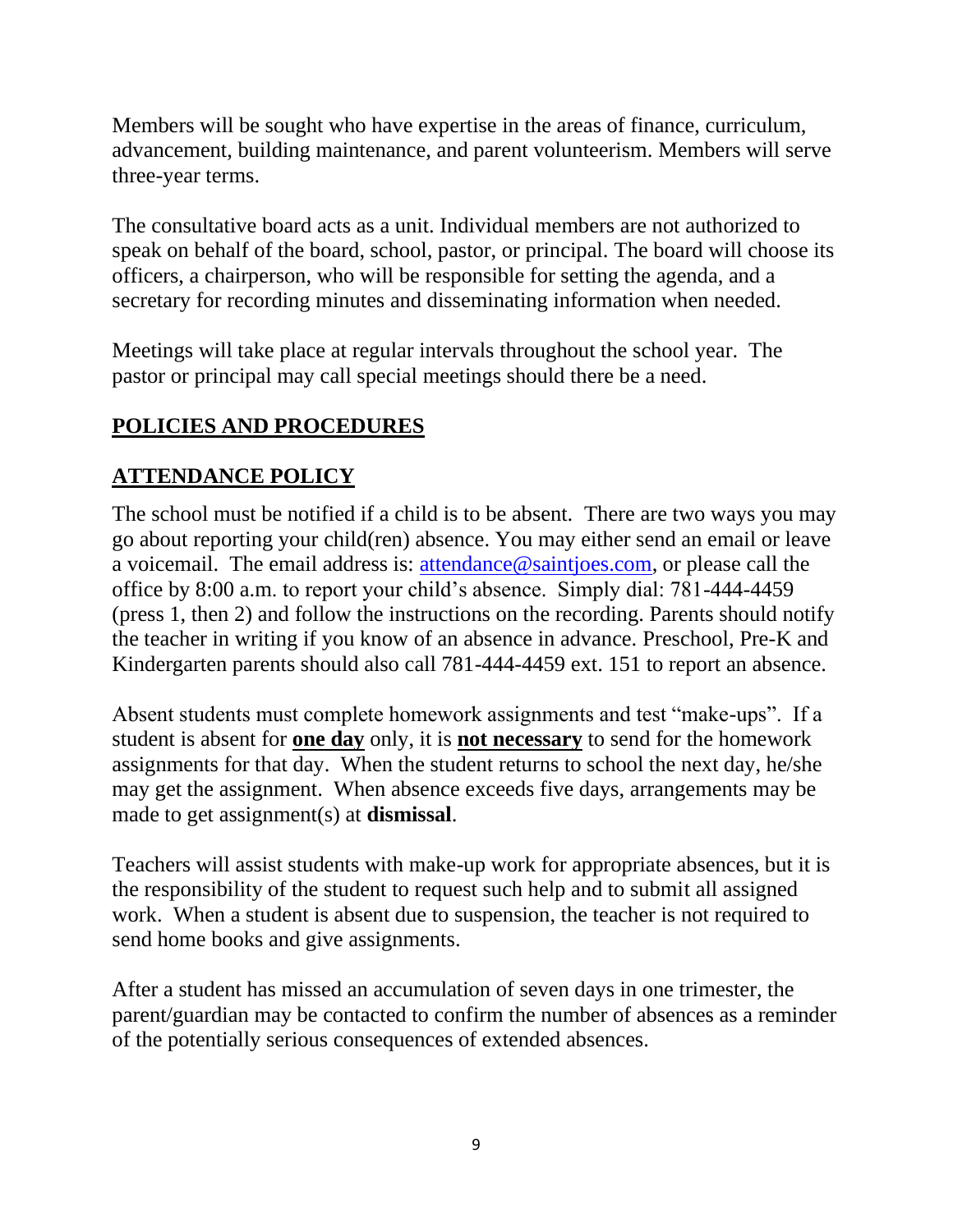Members will be sought who have expertise in the areas of finance, curriculum, advancement, building maintenance, and parent volunteerism. Members will serve three-year terms.

The consultative board acts as a unit. Individual members are not authorized to speak on behalf of the board, school, pastor, or principal. The board will choose its officers, a chairperson, who will be responsible for setting the agenda, and a secretary for recording minutes and disseminating information when needed.

Meetings will take place at regular intervals throughout the school year. The pastor or principal may call special meetings should there be a need.

## POLICIES AND PROCEDURES

## ATTENDANCE POLICY

The school must be notified if a child is to be absent. There are two ways you may go about reporting your child(ren) absence. You may either send an email or leave a voicemail. The email address is: [attendance@saintjoes.com](mailto:attendance@saintjoes.com), or please call the office by 8:00 a.m. to report your child's absence. Simply dial: 781-444-4459 (press 1, then 2) and follow the instructions on the recording. Parents should notify the teacher in writing if you know of an absence in advance. Preschool, Pre-K and Kindergarten parents should also call 781-444-4459 ext. 151 to report an absence.

Absent students must complete homework assignments and test "make-ups". If a student is absent for **one day** only, it is **not necessary** to send for the homework assignments for that day. When the student returns to school the next day, he/she may get the assignment. When absence exceeds five days, arrangements may be made to get assignment(s) at **dismissal**.

Teachers will assist students with make-up work for appropriate absences, but it is the responsibility of the student to request such help and to submit all assigned work. When a student is absent due to suspension, the teacher is not required to send home books and give assignments.

After a student has missed an accumulation of seven days in one trimester, the parent/guardian may be contacted to confirm the number of absences as a reminder of the potentially serious consequences of extended absences.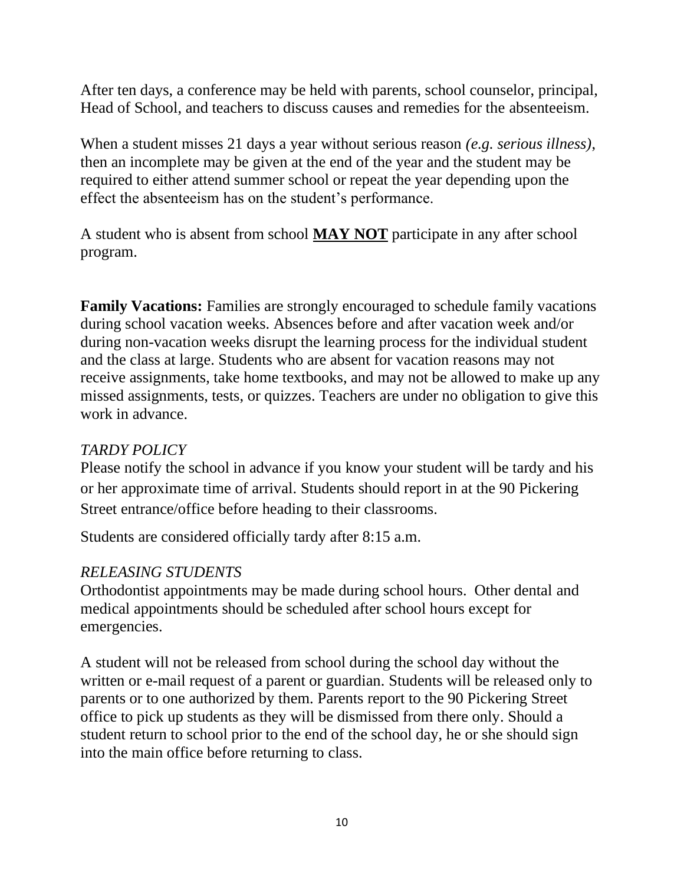After ten days, a conference may be held with parents, school counselor, principal, Head of School, and teachers to discuss causes and remedies for the absenteeism.

When a student misses 21 days a year without serious reason *(e.g. serious illness),* then an incomplete may be given at the end of the year and the student may be required to either attend summer school or repeat the year depending upon the effect the absenteeism has on the student's performance.

A student who is absent from school **MAY NOT** participate in any after school program.

**Family Vacations:** Families are strongly encouraged to schedule family vacations during school vacation weeks. Absences before and after vacation week and/or during non-vacation weeks disrupt the learning process for the individual student and the class at large. Students who are absent for vacation reasons may not receive assignments, take home textbooks, and may not be allowed to make up any missed assignments, tests, or quizzes. Teachers are under no obligation to give this work in advance.

### *TARDY POLICY*

Please notify the school in advance if you know your student will be tardy and his or her approximate time of arrival. Students should report in at the 90 Pickering Street entrance/office before heading to their classrooms.

Students are considered officially tardy after 8:15 a.m.

### *RELEASING STUDENTS*

Orthodontist appointments may be made during school hours. Other dental and medical appointments should be scheduled after school hours except for emergencies.

A student will not be released from school during the school day without the written or e-mail request of a parent or guardian. Students will be released only to parents or to one authorized by them. Parents report to the 90 Pickering Street office to pick up students as they will be dismissed from there only. Should a student return to school prior to the end of the school day, he or she should sign into the main office before returning to class.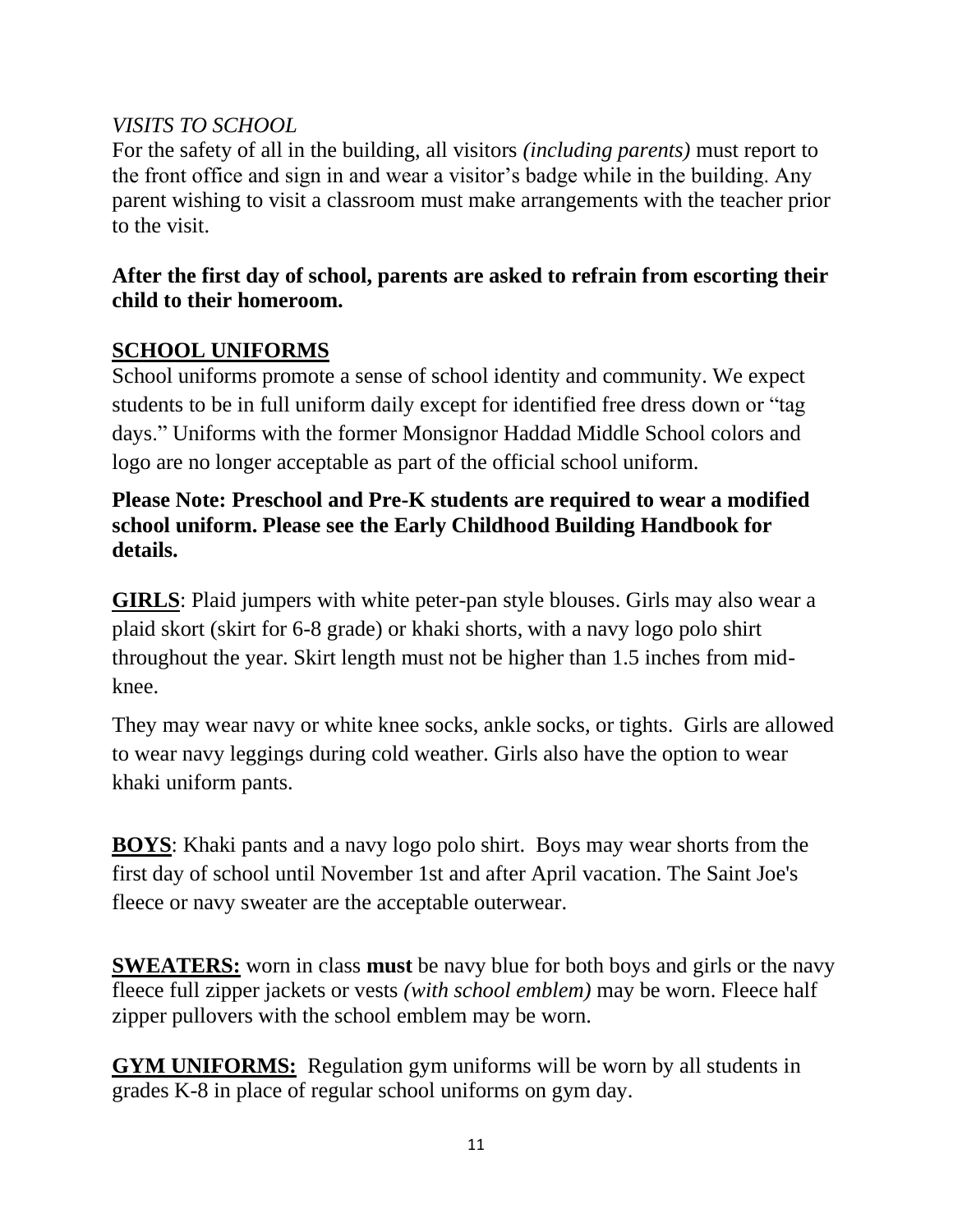*VISITS TO SCHOOL*

For the safety of all in the building, all visitors *(including parents)* must report to the front office and sign in and wear a visitor's badge while in the building. Any parent wishing to visit a classroom must make arrangements with the teacher prior to the visit.

**After the first day of school, parents are asked to refrain from escorting their child to their homeroom.**

## SCHOOL UNIFORMS

School uniforms promote a sense of school identity and community. We expect students to be in full uniform daily except for identified free dress down or "tag days." Uniforms with the former Monsignor Haddad Middle School colors and logo are no longer acceptable as part of the official school uniform.

**Please Note: Preschool and Pre-K students are required to wear a modified school uniform. Please see the Early Childhood Building Handbook for details.**

**GIRLS**: Plaid jumpers with white peter-pan style blouses. Girls may also wear a plaid skort (skirt for 6-8 grade) or khaki shorts, with a navy logo polo shirt throughout the year. Skirt length must not be higher than 1.5 inches from mid-knee.

They may wear navy or white knee socks, ankle socks, or tights. Girls are allowed to wear navy leggings during cold weather. Girls also have the option to wear khaki uniform pants.

**BOYS**: Khaki pants and a navy logo polo shirt. Boys may wear shorts from the first day of school until November 1st and after April vacation. The Saint Joe's fleece or navy sweater are the acceptable outerwear.

**SWEATERS:** worn in class **must** be navy blue for both boys and girls or the navy fleece full zipper jackets or vests *(with school emblem)* may be worn. Fleece half zipper pullovers with the school emblem may be worn.

**GYM UNIFORMS:** Regulation gym uniforms will be worn by all students in grades K-8 in place of regular school uniforms on gym day.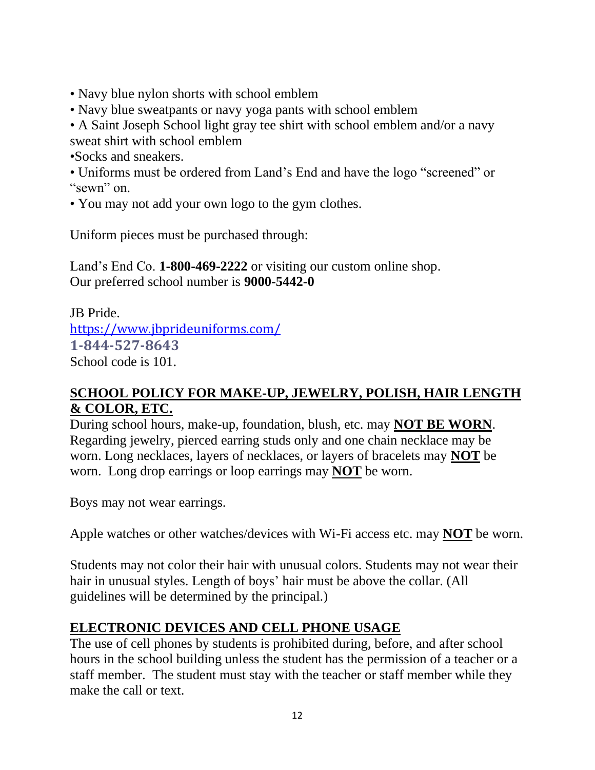- Navy blue nylon shorts with school emblem
- Navy blue sweatpants or navy yoga pants with school emblem
- A Saint Joseph School light gray tee shirt with school emblem and/or a navy sweat shirt with school emblem
- Socks and sneakers.
- Uniforms must be ordered from Land's End and have the logo "screened" or "sewn" on.
- You may not add your own logo to the gym clothes.

Uniform pieces must be purchased through:

Land's End Co. **1-800-469-2222** or visiting our custom online shop.
Our preferred school number is **9000-5442-0**

JB Pride.
https://www.jbprideuniforms.com/
**1-844-527-8643**
School code is 101.

## SCHOOL POLICY FOR MAKE-UP, JEWELRY, POLISH, HAIR LENGTH & COLOR, ETC.

During school hours, make-up, foundation, blush, etc. may **NOT BE WORN**. Regarding jewelry, pierced earring studs only and one chain necklace may be worn. Long necklaces, layers of necklaces, or layers of bracelets may **NOT** be worn. Long drop earrings or loop earrings may **NOT** be worn.

Boys may not wear earrings.

Apple watches or other watches/devices with Wi-Fi access etc. may **NOT** be worn.

Students may not color their hair with unusual colors. Students may not wear their hair in unusual styles. Length of boys' hair must be above the collar. (All guidelines will be determined by the principal.)

## ELECTRONIC DEVICES AND CELL PHONE USAGE

The use of cell phones by students is prohibited during, before, and after school hours in the school building unless the student has the permission of a teacher or a staff member. The student must stay with the teacher or staff member while they make the call or text.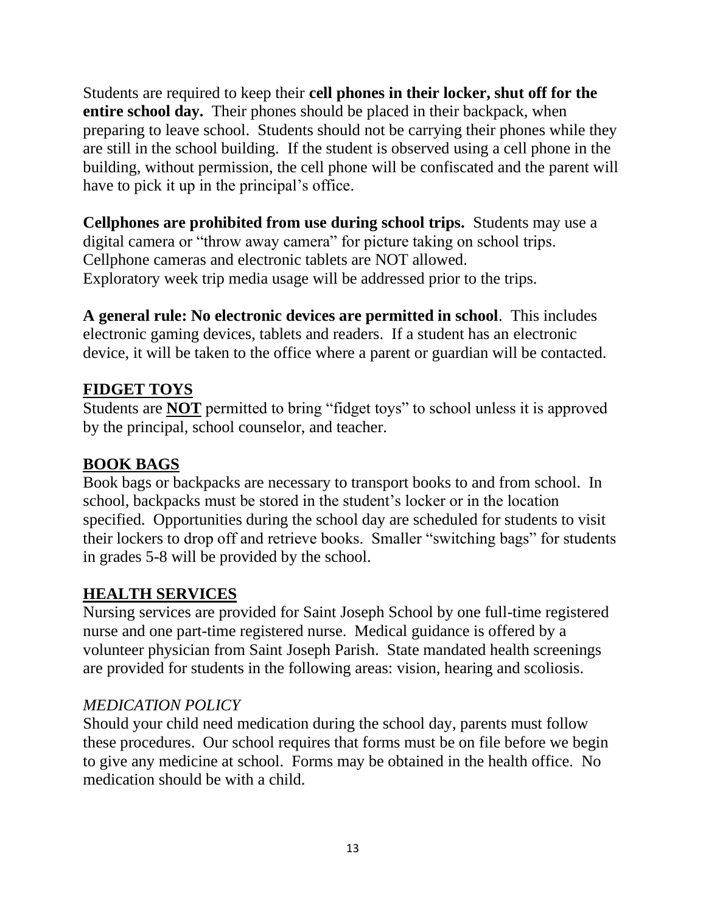Students are required to keep their **cell phones in their locker, shut off for the entire school day.** Their phones should be placed in their backpack, when preparing to leave school. Students should not be carrying their phones while they are still in the school building. If the student is observed using a cell phone in the building, without permission, the cell phone will be confiscated and the parent will have to pick it up in the principal's office.

**Cellphones are prohibited from use during school trips.** Students may use a digital camera or "throw away camera" for picture taking on school trips. Cellphone cameras and electronic tablets are NOT allowed.
Exploratory week trip media usage will be addressed prior to the trips.

**A general rule: No electronic devices are permitted in school**. This includes electronic gaming devices, tablets and readers. If a student has an electronic device, it will be taken to the office where a parent or guardian will be contacted.

## FIDGET TOYS

Students are **NOT** permitted to bring "fidget toys" to school unless it is approved by the principal, school counselor, and teacher.

## BOOK BAGS

Book bags or backpacks are necessary to transport books to and from school. In school, backpacks must be stored in the student's locker or in the location specified. Opportunities during the school day are scheduled for students to visit their lockers to drop off and retrieve books. Smaller "switching bags" for students in grades 5-8 will be provided by the school.

## HEALTH SERVICES

Nursing services are provided for Saint Joseph School by one full-time registered nurse and one part-time registered nurse. Medical guidance is offered by a volunteer physician from Saint Joseph Parish. State mandated health screenings are provided for students in the following areas: vision, hearing and scoliosis.

### *MEDICATION POLICY*

Should your child need medication during the school day, parents must follow these procedures. Our school requires that forms must be on file before we begin to give any medicine at school. Forms may be obtained in the health office. No medication should be with a child.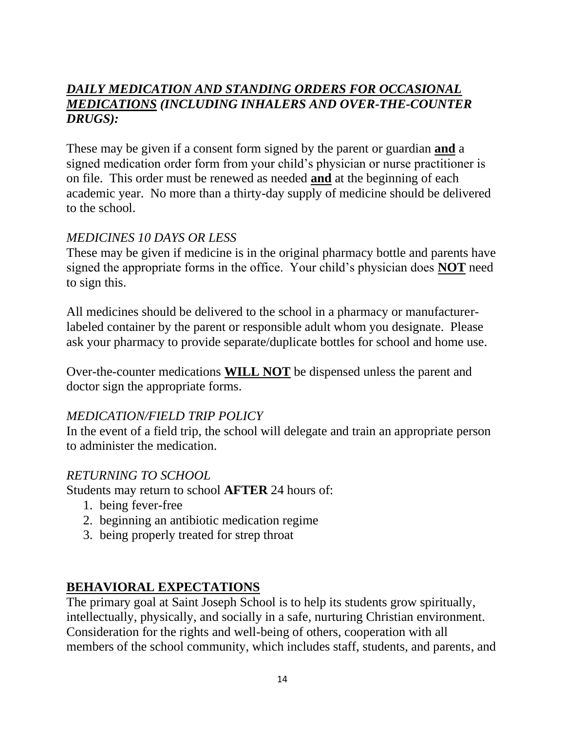### ***DAILY MEDICATION AND STANDING ORDERS FOR OCCASIONAL MEDICATIONS*** ***(INCLUDING INHALERS AND OVER-THE-COUNTER DRUGS):***

These may be given if a consent form signed by the parent or guardian **and** a signed medication order form from your child's physician or nurse practitioner is on file. This order must be renewed as needed **and** at the beginning of each academic year. No more than a thirty-day supply of medicine should be delivered to the school.

*MEDICINES 10 DAYS OR LESS*

These may be given if medicine is in the original pharmacy bottle and parents have signed the appropriate forms in the office. Your child's physician does **NOT** need to sign this.

All medicines should be delivered to the school in a pharmacy or manufacturer-labeled container by the parent or responsible adult whom you designate. Please ask your pharmacy to provide separate/duplicate bottles for school and home use.

Over-the-counter medications **WILL NOT** be dispensed unless the parent and doctor sign the appropriate forms.

*MEDICATION/FIELD TRIP POLICY*

In the event of a field trip, the school will delegate and train an appropriate person to administer the medication.

*RETURNING TO SCHOOL*

Students may return to school **AFTER** 24 hours of:

1. being fever-free
2. beginning an antibiotic medication regime
3. being properly treated for strep throat

## **BEHAVIORAL EXPECTATIONS**

The primary goal at Saint Joseph School is to help its students grow spiritually, intellectually, physically, and socially in a safe, nurturing Christian environment. Consideration for the rights and well-being of others, cooperation with all members of the school community, which includes staff, students, and parents, and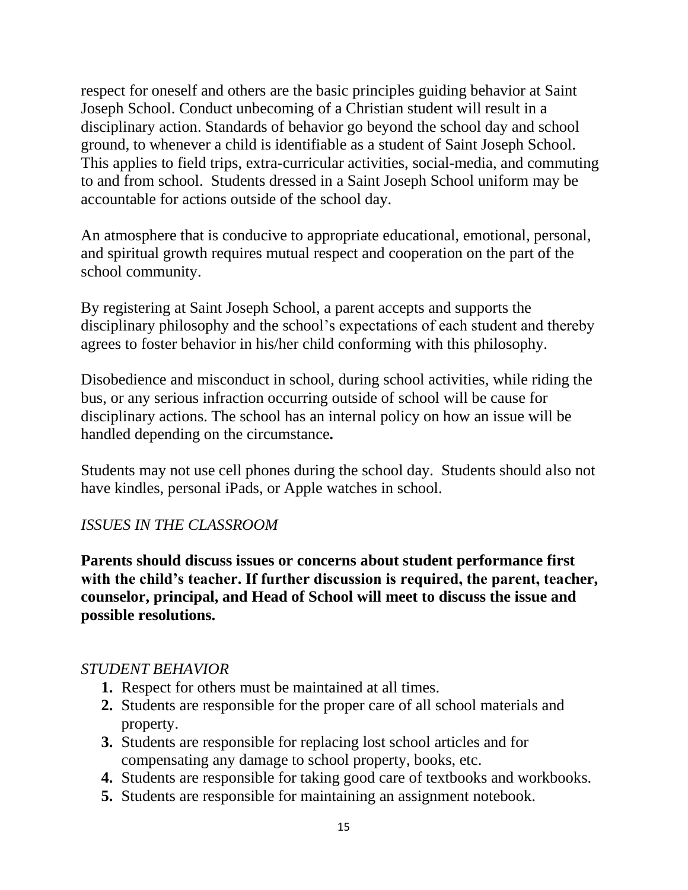respect for oneself and others are the basic principles guiding behavior at Saint Joseph School. Conduct unbecoming of a Christian student will result in a disciplinary action. Standards of behavior go beyond the school day and school ground, to whenever a child is identifiable as a student of Saint Joseph School. This applies to field trips, extra-curricular activities, social-media, and commuting to and from school. Students dressed in a Saint Joseph School uniform may be accountable for actions outside of the school day.

An atmosphere that is conducive to appropriate educational, emotional, personal, and spiritual growth requires mutual respect and cooperation on the part of the school community.

By registering at Saint Joseph School, a parent accepts and supports the disciplinary philosophy and the school's expectations of each student and thereby agrees to foster behavior in his/her child conforming with this philosophy.

Disobedience and misconduct in school, during school activities, while riding the bus, or any serious infraction occurring outside of school will be cause for disciplinary actions. The school has an internal policy on how an issue will be handled depending on the circumstance**.**

Students may not use cell phones during the school day. Students should also not have kindles, personal iPads, or Apple watches in school.

*ISSUES IN THE CLASSROOM*

**Parents should discuss issues or concerns about student performance first with the child's teacher. If further discussion is required, the parent, teacher, counselor, principal, and Head of School will meet to discuss the issue and possible resolutions.**

*STUDENT BEHAVIOR*

1. Respect for others must be maintained at all times.
2. Students are responsible for the proper care of all school materials and property.
3. Students are responsible for replacing lost school articles and for compensating any damage to school property, books, etc.
4. Students are responsible for taking good care of textbooks and workbooks.
5. Students are responsible for maintaining an assignment notebook.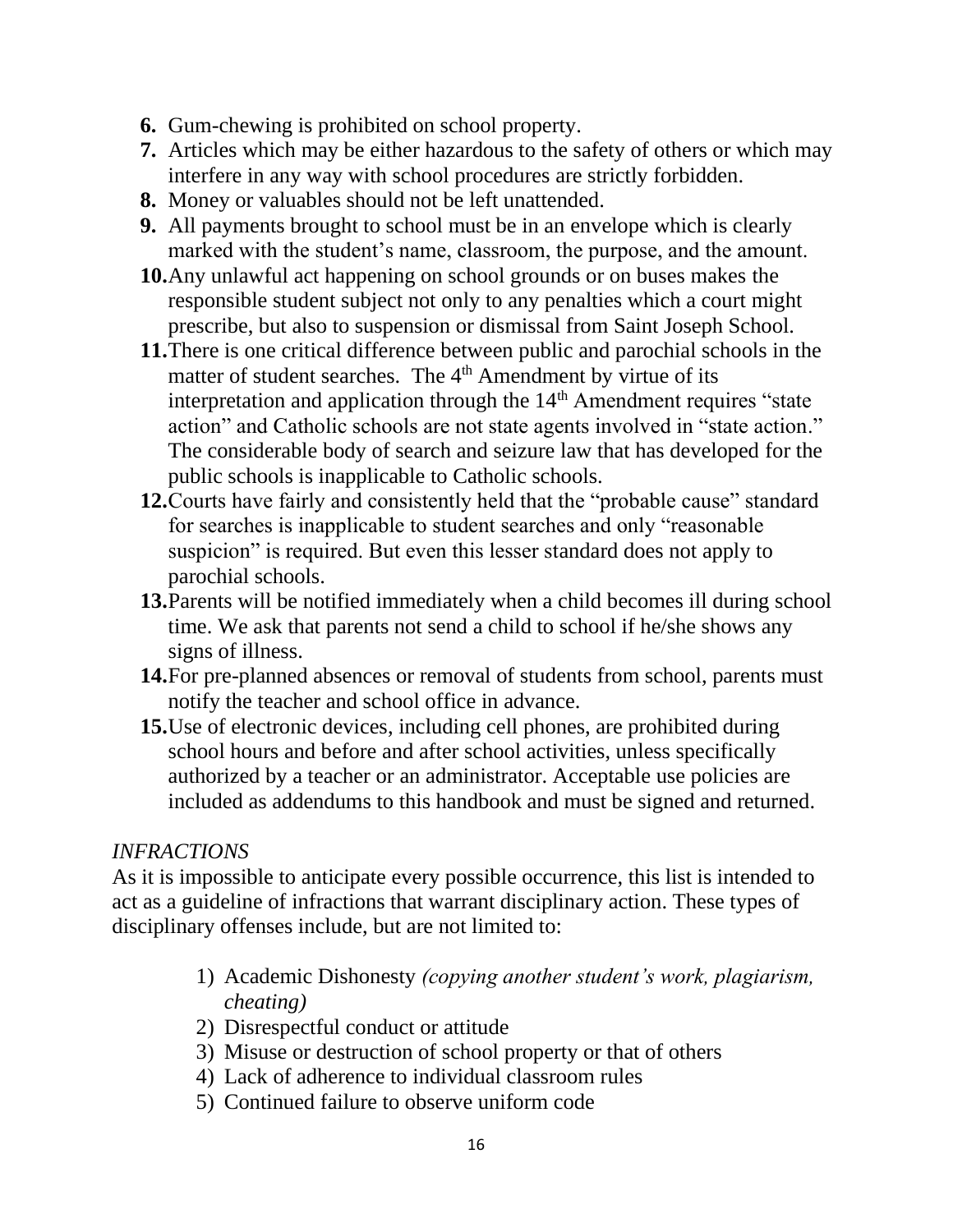6. Gum-chewing is prohibited on school property.
7. Articles which may be either hazardous to the safety of others or which may interfere in any way with school procedures are strictly forbidden.
8. Money or valuables should not be left unattended.
9. All payments brought to school must be in an envelope which is clearly marked with the student's name, classroom, the purpose, and the amount.
10. Any unlawful act happening on school grounds or on buses makes the responsible student subject not only to any penalties which a court might prescribe, but also to suspension or dismissal from Saint Joseph School.
11. There is one critical difference between public and parochial schools in the matter of student searches. The 4th Amendment by virtue of its interpretation and application through the 14th Amendment requires "state action" and Catholic schools are not state agents involved in "state action." The considerable body of search and seizure law that has developed for the public schools is inapplicable to Catholic schools.
12. Courts have fairly and consistently held that the "probable cause" standard for searches is inapplicable to student searches and only "reasonable suspicion" is required. But even this lesser standard does not apply to parochial schools.
13. Parents will be notified immediately when a child becomes ill during school time. We ask that parents not send a child to school if he/she shows any signs of illness.
14. For pre-planned absences or removal of students from school, parents must notify the teacher and school office in advance.
15. Use of electronic devices, including cell phones, are prohibited during school hours and before and after school activities, unless specifically authorized by a teacher or an administrator. Acceptable use policies are included as addendums to this handbook and must be signed and returned.

*INFRACTIONS*

As it is impossible to anticipate every possible occurrence, this list is intended to act as a guideline of infractions that warrant disciplinary action. These types of disciplinary offenses include, but are not limited to:

1) Academic Dishonesty *(copying another student's work, plagiarism, cheating)*
2) Disrespectful conduct or attitude
3) Misuse or destruction of school property or that of others
4) Lack of adherence to individual classroom rules
5) Continued failure to observe uniform code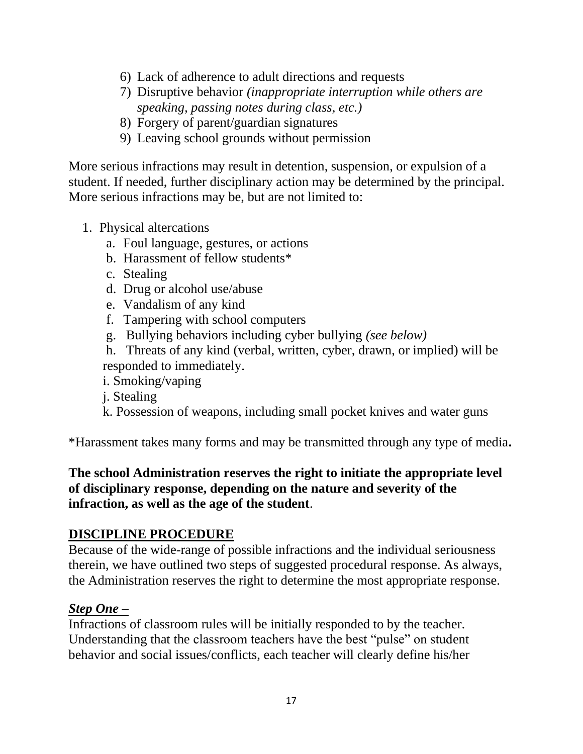6) Lack of adherence to adult directions and requests
7) Disruptive behavior *(inappropriate interruption while others are speaking, passing notes during class, etc.)*
8) Forgery of parent/guardian signatures
9) Leaving school grounds without permission

More serious infractions may result in detention, suspension, or expulsion of a student. If needed, further disciplinary action may be determined by the principal. More serious infractions may be, but are not limited to:

1. Physical altercations
   a. Foul language, gestures, or actions
   b. Harassment of fellow students*
   c. Stealing
   d. Drug or alcohol use/abuse
   e. Vandalism of any kind
   f. Tampering with school computers
   g. Bullying behaviors including cyber bullying *(see below)*
   h. Threats of any kind (verbal, written, cyber, drawn, or implied) will be responded to immediately.
   i. Smoking/vaping
   j. Stealing
   k. Possession of weapons, including small pocket knives and water guns

*Harassment takes many forms and may be transmitted through any type of media**.**

**The school Administration reserves the right to initiate the appropriate level of disciplinary response, depending on the nature and severity of the infraction, as well as the age of the student**.

## DISCIPLINE PROCEDURE

Because of the wide-range of possible infractions and the individual seriousness therein, we have outlined two steps of suggested procedural response. As always, the Administration reserves the right to determine the most appropriate response.

### *Step One –*

Infractions of classroom rules will be initially responded to by the teacher. Understanding that the classroom teachers have the best "pulse" on student behavior and social issues/conflicts, each teacher will clearly define his/her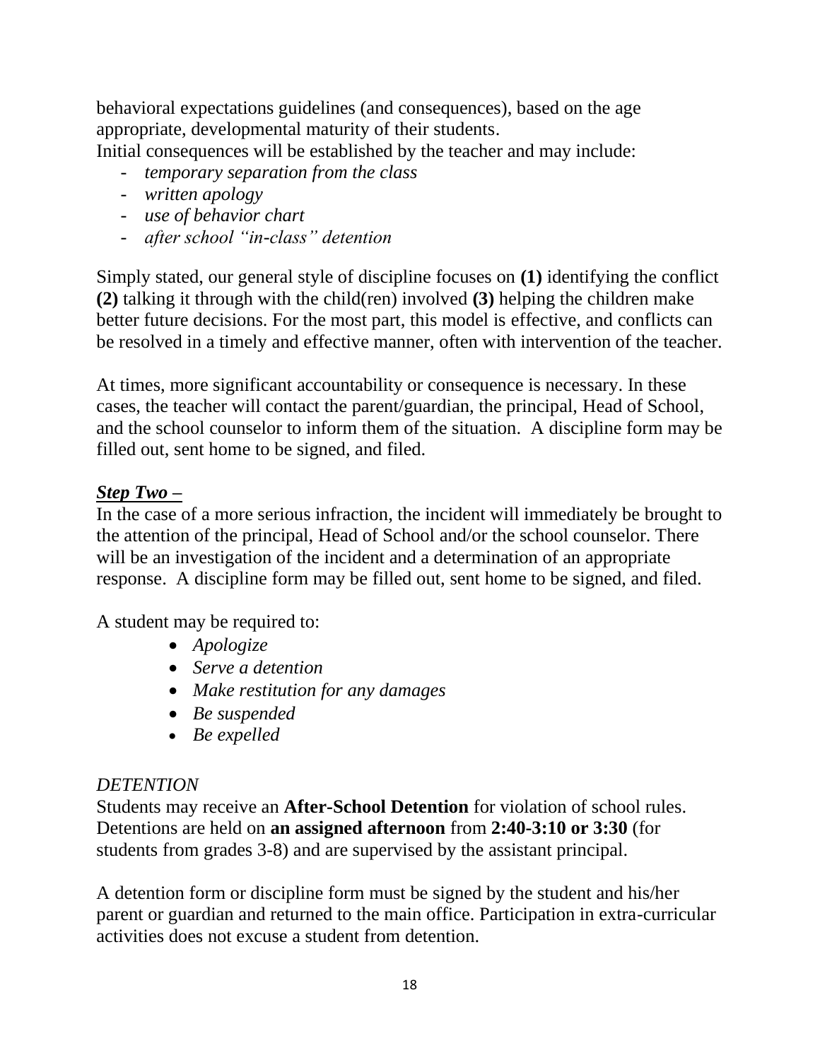behavioral expectations guidelines (and consequences), based on the age appropriate, developmental maturity of their students.
Initial consequences will be established by the teacher and may include:

- *temporary separation from the class*
- *written apology*
- *use of behavior chart*
- *after school "in-class" detention*

Simply stated, our general style of discipline focuses on **(1)** identifying the conflict **(2)** talking it through with the child(ren) involved **(3)** helping the children make better future decisions. For the most part, this model is effective, and conflicts can be resolved in a timely and effective manner, often with intervention of the teacher.

At times, more significant accountability or consequence is necessary. In these cases, the teacher will contact the parent/guardian, the principal, Head of School, and the school counselor to inform them of the situation. A discipline form may be filled out, sent home to be signed, and filed.

***Step Two –***

In the case of a more serious infraction, the incident will immediately be brought to the attention of the principal, Head of School and/or the school counselor. There will be an investigation of the incident and a determination of an appropriate response. A discipline form may be filled out, sent home to be signed, and filed.

A student may be required to:

- *Apologize*
- *Serve a detention*
- *Make restitution for any damages*
- *Be suspended*
- *Be expelled*

*DETENTION*

Students may receive an **After-School Detention** for violation of school rules. Detentions are held on **an assigned afternoon** from **2:40-3:10 or 3:30** (for students from grades 3-8) and are supervised by the assistant principal.

A detention form or discipline form must be signed by the student and his/her parent or guardian and returned to the main office. Participation in extra-curricular activities does not excuse a student from detention.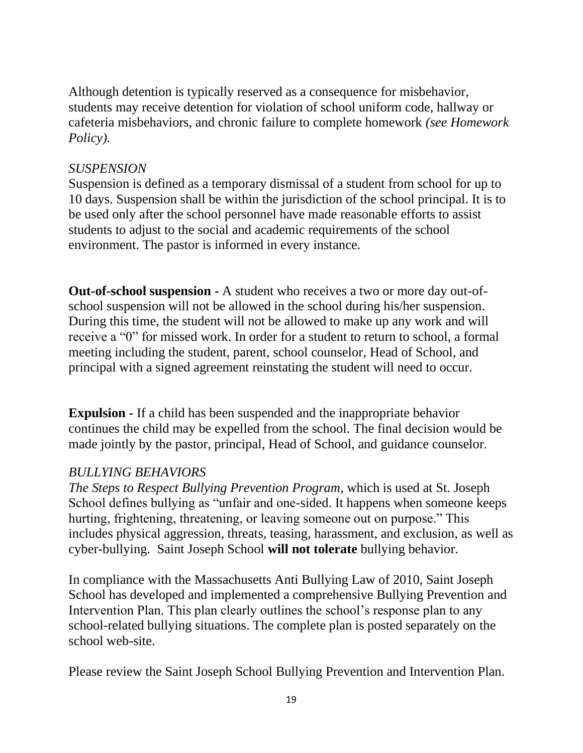Although detention is typically reserved as a consequence for misbehavior, students may receive detention for violation of school uniform code, hallway or cafeteria misbehaviors, and chronic failure to complete homework *(see Homework Policy).*

### *SUSPENSION*

Suspension is defined as a temporary dismissal of a student from school for up to 10 days. Suspension shall be within the jurisdiction of the school principal. It is to be used only after the school personnel have made reasonable efforts to assist students to adjust to the social and academic requirements of the school environment. The pastor is informed in every instance.

**Out-of-school suspension -** A student who receives a two or more day out-of-school suspension will not be allowed in the school during his/her suspension. During this time, the student will not be allowed to make up any work and will receive a "0" for missed work. In order for a student to return to school, a formal meeting including the student, parent, school counselor, Head of School, and principal with a signed agreement reinstating the student will need to occur.

**Expulsion -** If a child has been suspended and the inappropriate behavior continues the child may be expelled from the school. The final decision would be made jointly by the pastor, principal, Head of School, and guidance counselor.

### *BULLYING BEHAVIORS*

*The Steps to Respect Bullying Prevention Program,* which is used at St. Joseph School defines bullying as "unfair and one-sided. It happens when someone keeps hurting, frightening, threatening, or leaving someone out on purpose." This includes physical aggression, threats, teasing, harassment, and exclusion, as well as cyber-bullying. Saint Joseph School **will not tolerate** bullying behavior.

In compliance with the Massachusetts Anti Bullying Law of 2010, Saint Joseph School has developed and implemented a comprehensive Bullying Prevention and Intervention Plan. This plan clearly outlines the school's response plan to any school-related bullying situations. The complete plan is posted separately on the school web-site.

Please review the Saint Joseph School Bullying Prevention and Intervention Plan.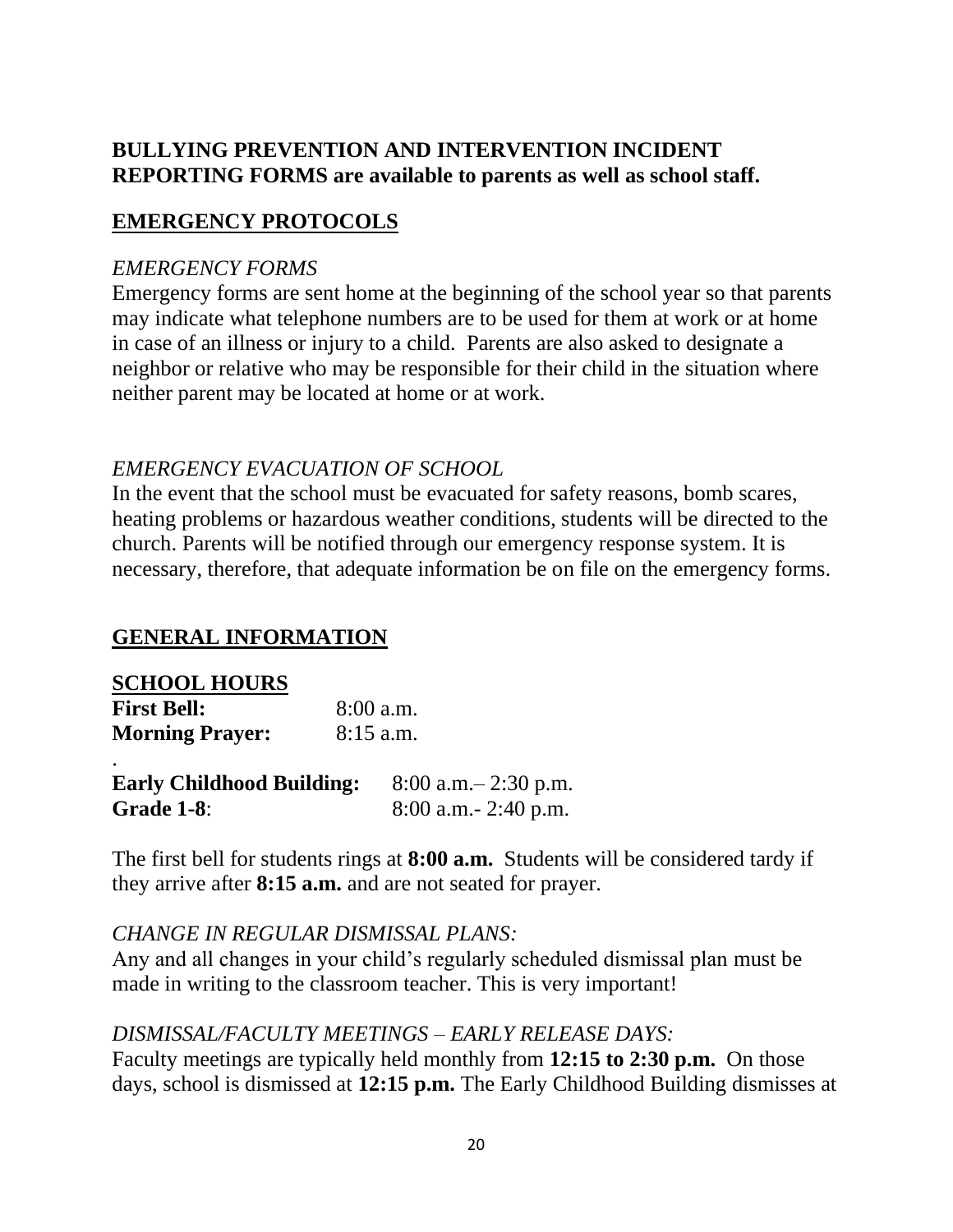**BULLYING PREVENTION AND INTERVENTION INCIDENT REPORTING FORMS are available to parents as well as school staff.**

## EMERGENCY PROTOCOLS

*EMERGENCY FORMS*

Emergency forms are sent home at the beginning of the school year so that parents may indicate what telephone numbers are to be used for them at work or at home in case of an illness or injury to a child. Parents are also asked to designate a neighbor or relative who may be responsible for their child in the situation where neither parent may be located at home or at work.

*EMERGENCY EVACUATION OF SCHOOL*

In the event that the school must be evacuated for safety reasons, bomb scares, heating problems or hazardous weather conditions, students will be directed to the church. Parents will be notified through our emergency response system. It is necessary, therefore, that adequate information be on file on the emergency forms.

## GENERAL INFORMATION

### SCHOOL HOURS

**First Bell:** 8:00 a.m.
**Morning Prayer:** 8:15 a.m.

**Early Childhood Building:** 8:00 a.m.– 2:30 p.m.
**Grade 1-8**: 8:00 a.m.- 2:40 p.m.

The first bell for students rings at **8:00 a.m.** Students will be considered tardy if they arrive after **8:15 a.m.** and are not seated for prayer.

*CHANGE IN REGULAR DISMISSAL PLANS:*

Any and all changes in your child's regularly scheduled dismissal plan must be made in writing to the classroom teacher. This is very important!

*DISMISSAL/FACULTY MEETINGS – EARLY RELEASE DAYS:*

Faculty meetings are typically held monthly from **12:15 to 2:30 p.m.** On those days, school is dismissed at **12:15 p.m.** The Early Childhood Building dismisses at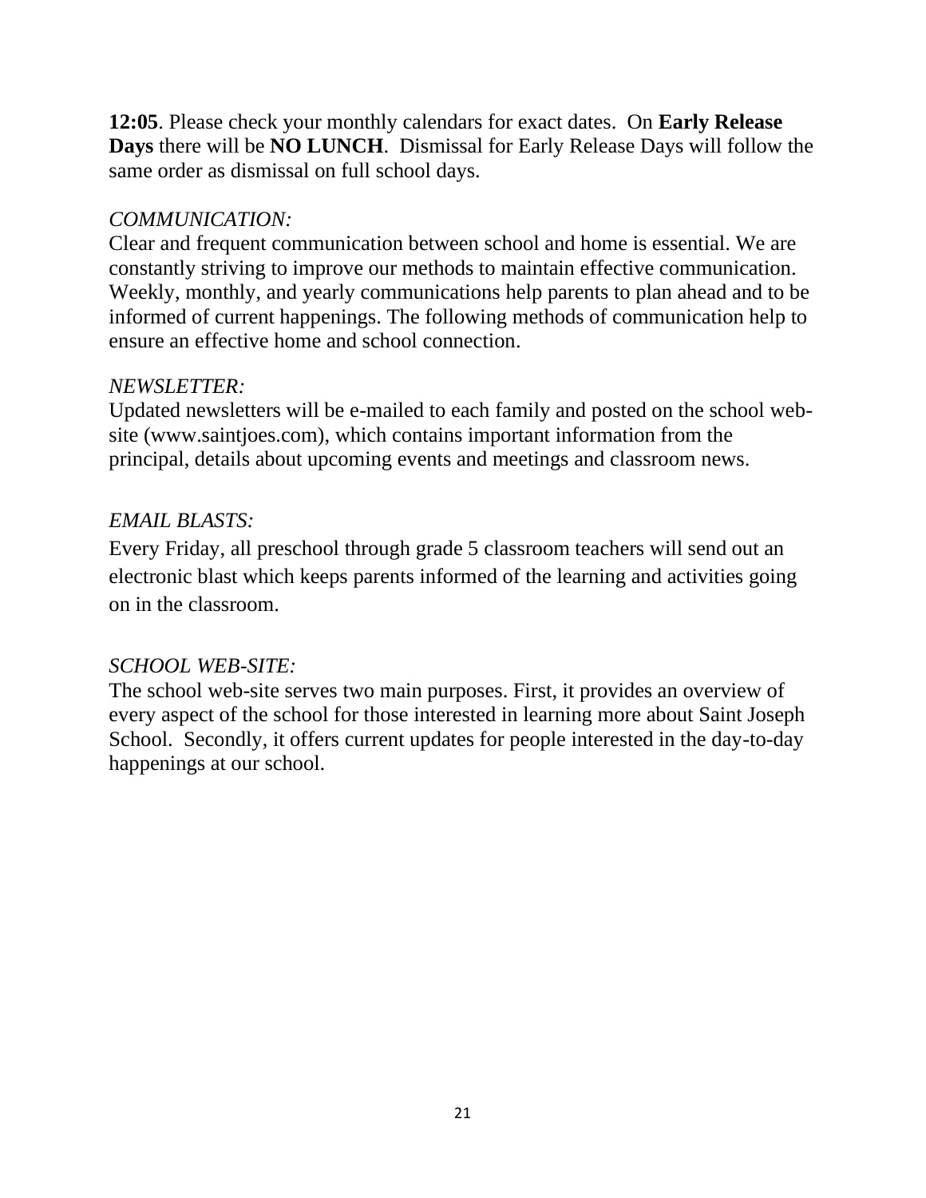**12:05**. Please check your monthly calendars for exact dates. On **Early Release Days** there will be **NO LUNCH**. Dismissal for Early Release Days will follow the same order as dismissal on full school days.

*COMMUNICATION:*

Clear and frequent communication between school and home is essential. We are constantly striving to improve our methods to maintain effective communication. Weekly, monthly, and yearly communications help parents to plan ahead and to be informed of current happenings. The following methods of communication help to ensure an effective home and school connection.

*NEWSLETTER:*

Updated newsletters will be e-mailed to each family and posted on the school web-site (www.saintjoes.com), which contains important information from the principal, details about upcoming events and meetings and classroom news.

*EMAIL BLASTS:*

Every Friday, all preschool through grade 5 classroom teachers will send out an electronic blast which keeps parents informed of the learning and activities going on in the classroom.

*SCHOOL WEB-SITE:*

The school web-site serves two main purposes. First, it provides an overview of every aspect of the school for those interested in learning more about Saint Joseph School. Secondly, it offers current updates for people interested in the day-to-day happenings at our school.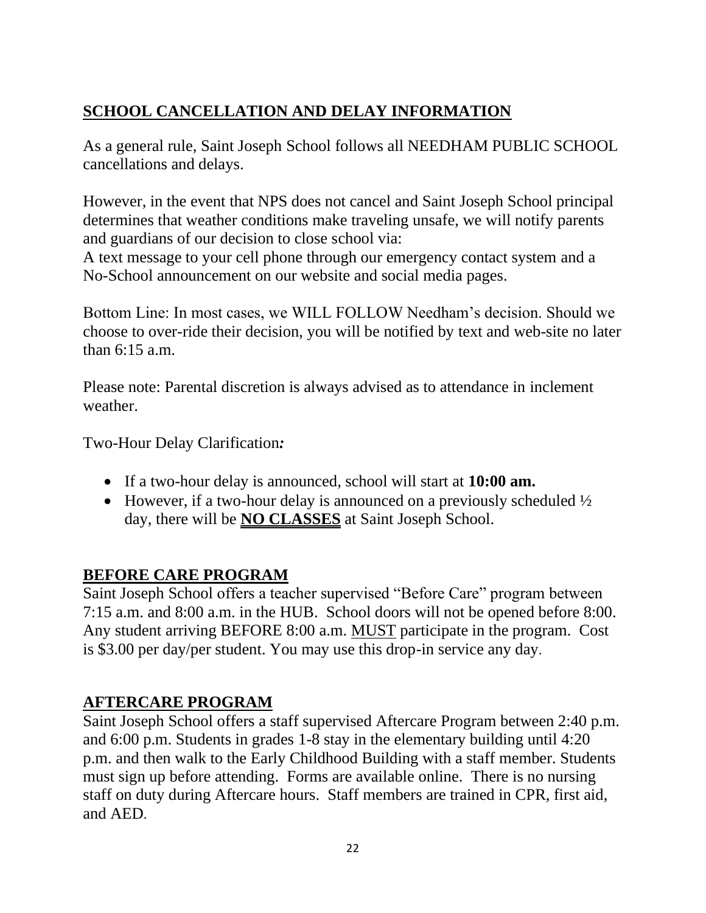## SCHOOL CANCELLATION AND DELAY INFORMATION

As a general rule, Saint Joseph School follows all NEEDHAM PUBLIC SCHOOL cancellations and delays.

However, in the event that NPS does not cancel and Saint Joseph School principal determines that weather conditions make traveling unsafe, we will notify parents and guardians of our decision to close school via:
A text message to your cell phone through our emergency contact system and a No-School announcement on our website and social media pages.

Bottom Line: In most cases, we WILL FOLLOW Needham's decision. Should we choose to over-ride their decision, you will be notified by text and web-site no later than 6:15 a.m.

Please note: Parental discretion is always advised as to attendance in inclement weather.

Two-Hour Delay Clarification*:*

- If a two-hour delay is announced, school will start at **10:00 am.**
- However, if a two-hour delay is announced on a previously scheduled ½ day, there will be **NO CLASSES** at Saint Joseph School.

## BEFORE CARE PROGRAM

Saint Joseph School offers a teacher supervised "Before Care" program between 7:15 a.m. and 8:00 a.m. in the HUB. School doors will not be opened before 8:00. Any student arriving BEFORE 8:00 a.m. MUST participate in the program. Cost is $3.00 per day/per student. You may use this drop-in service any day.

## AFTERCARE PROGRAM

Saint Joseph School offers a staff supervised Aftercare Program between 2:40 p.m. and 6:00 p.m. Students in grades 1-8 stay in the elementary building until 4:20 p.m. and then walk to the Early Childhood Building with a staff member. Students must sign up before attending. Forms are available online. There is no nursing staff on duty during Aftercare hours. Staff members are trained in CPR, first aid, and AED.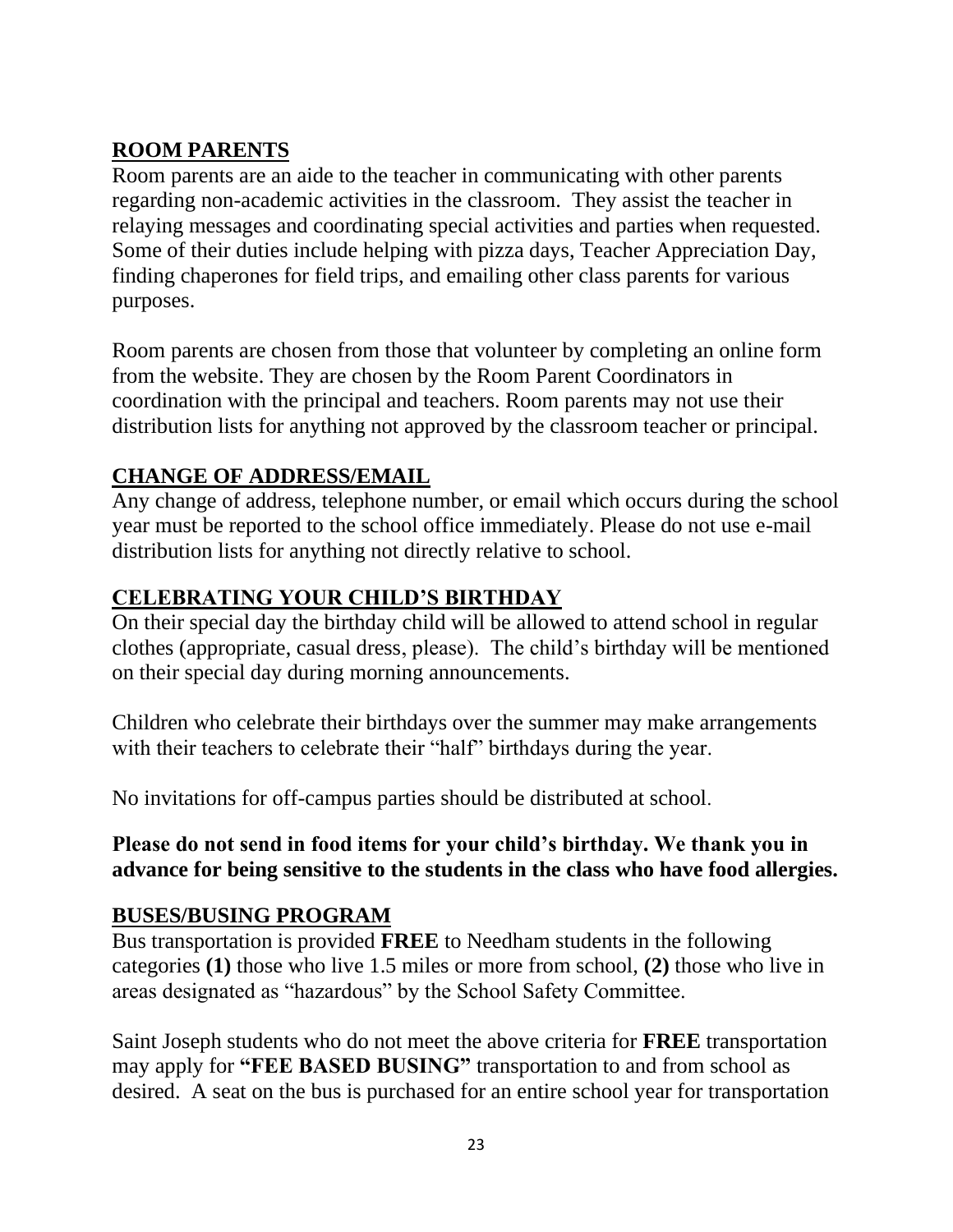## ROOM PARENTS

Room parents are an aide to the teacher in communicating with other parents regarding non-academic activities in the classroom. They assist the teacher in relaying messages and coordinating special activities and parties when requested. Some of their duties include helping with pizza days, Teacher Appreciation Day, finding chaperones for field trips, and emailing other class parents for various purposes.

Room parents are chosen from those that volunteer by completing an online form from the website. They are chosen by the Room Parent Coordinators in coordination with the principal and teachers. Room parents may not use their distribution lists for anything not approved by the classroom teacher or principal.

## CHANGE OF ADDRESS/EMAIL

Any change of address, telephone number, or email which occurs during the school year must be reported to the school office immediately. Please do not use e-mail distribution lists for anything not directly relative to school.

## CELEBRATING YOUR CHILD'S BIRTHDAY

On their special day the birthday child will be allowed to attend school in regular clothes (appropriate, casual dress, please). The child's birthday will be mentioned on their special day during morning announcements.

Children who celebrate their birthdays over the summer may make arrangements with their teachers to celebrate their "half" birthdays during the year.

No invitations for off-campus parties should be distributed at school.

**Please do not send in food items for your child's birthday. We thank you in advance for being sensitive to the students in the class who have food allergies.**

## BUSES/BUSING PROGRAM

Bus transportation is provided **FREE** to Needham students in the following categories **(1)** those who live 1.5 miles or more from school, **(2)** those who live in areas designated as "hazardous" by the School Safety Committee.

Saint Joseph students who do not meet the above criteria for **FREE** transportation may apply for **"FEE BASED BUSING"** transportation to and from school as desired. A seat on the bus is purchased for an entire school year for transportation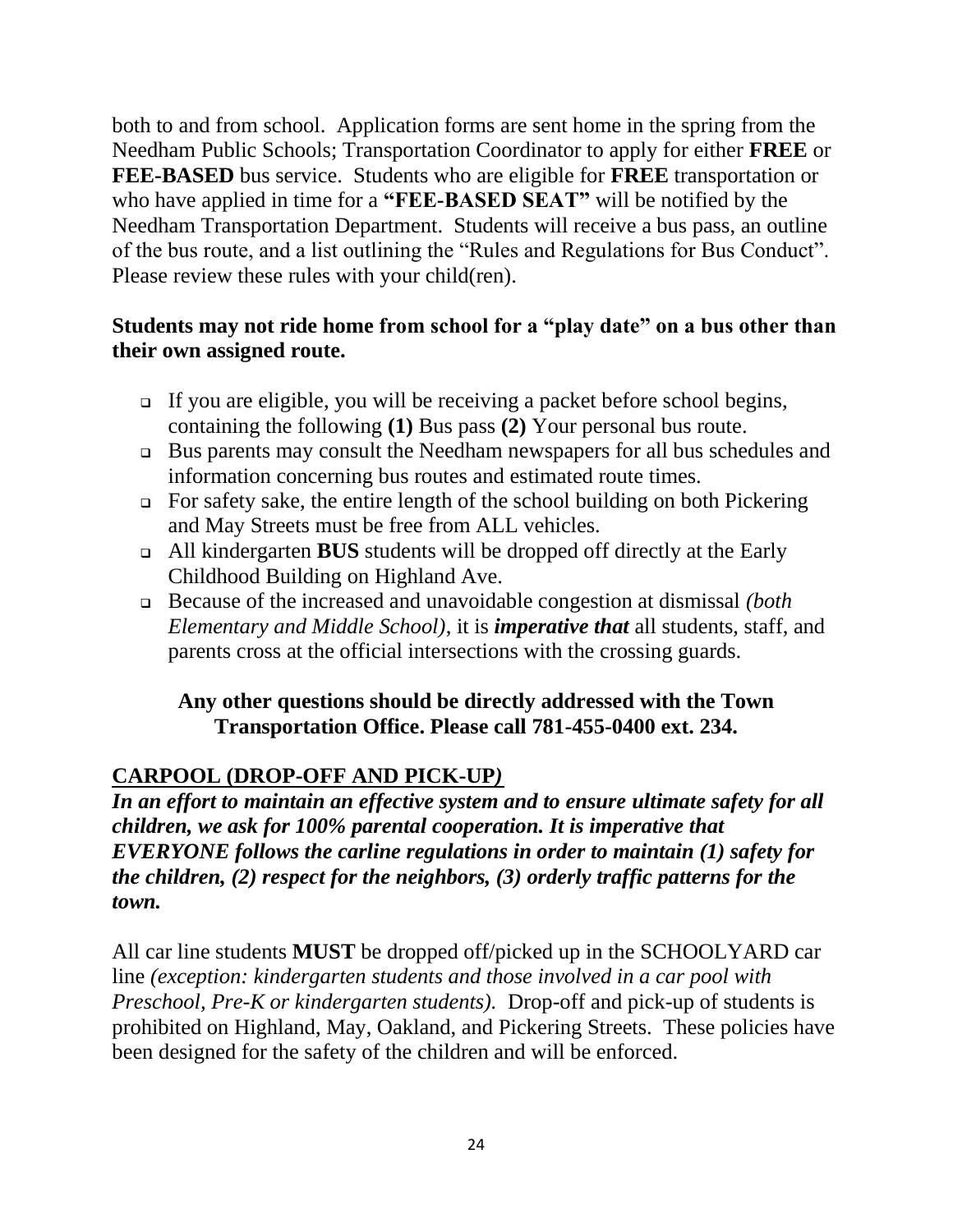both to and from school. Application forms are sent home in the spring from the Needham Public Schools; Transportation Coordinator to apply for either **FREE** or **FEE-BASED** bus service. Students who are eligible for **FREE** transportation or who have applied in time for a **"FEE-BASED SEAT"** will be notified by the Needham Transportation Department. Students will receive a bus pass, an outline of the bus route, and a list outlining the "Rules and Regulations for Bus Conduct". Please review these rules with your child(ren).

**Students may not ride home from school for a "play date" on a bus other than their own assigned route.**

- If you are eligible, you will be receiving a packet before school begins, containing the following **(1)** Bus pass **(2)** Your personal bus route.
- Bus parents may consult the Needham newspapers for all bus schedules and information concerning bus routes and estimated route times.
- For safety sake, the entire length of the school building on both Pickering and May Streets must be free from ALL vehicles.
- All kindergarten **BUS** students will be dropped off directly at the Early Childhood Building on Highland Ave.
- Because of the increased and unavoidable congestion at dismissal *(both Elementary and Middle School)*, it is ***imperative that*** all students, staff, and parents cross at the official intersections with the crossing guards.

**Any other questions should be directly addressed with the Town Transportation Office. Please call 781-455-0400 ext. 234.**

## CARPOOL (DROP-OFF AND PICK-UP)

***In an effort to maintain an effective system and to ensure ultimate safety for all children, we ask for 100% parental cooperation. It is imperative that EVERYONE follows the carline regulations in order to maintain (1) safety for the children, (2) respect for the neighbors, (3) orderly traffic patterns for the town.***

All car line students **MUST** be dropped off/picked up in the SCHOOLYARD car line *(exception: kindergarten students and those involved in a car pool with Preschool, Pre-K or kindergarten students).* Drop-off and pick-up of students is prohibited on Highland, May, Oakland, and Pickering Streets. These policies have been designed for the safety of the children and will be enforced.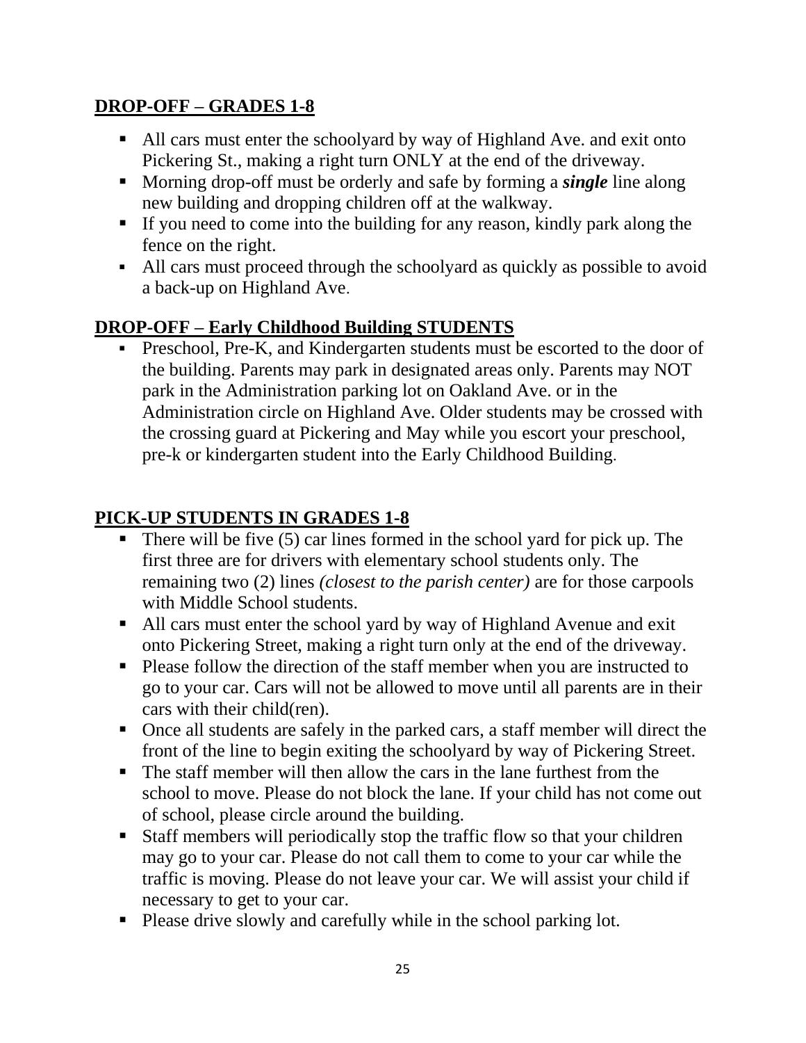## DROP-OFF – GRADES 1-8

- All cars must enter the schoolyard by way of Highland Ave. and exit onto Pickering St., making a right turn ONLY at the end of the driveway.
- Morning drop-off must be orderly and safe by forming a ***single*** line along new building and dropping children off at the walkway.
- If you need to come into the building for any reason, kindly park along the fence on the right.
- All cars must proceed through the schoolyard as quickly as possible to avoid a back-up on Highland Ave.

## DROP-OFF – Early Childhood Building STUDENTS

- Preschool, Pre-K, and Kindergarten students must be escorted to the door of the building. Parents may park in designated areas only. Parents may NOT park in the Administration parking lot on Oakland Ave. or in the Administration circle on Highland Ave. Older students may be crossed with the crossing guard at Pickering and May while you escort your preschool, pre-k or kindergarten student into the Early Childhood Building.

## PICK-UP STUDENTS IN GRADES 1-8

- There will be five (5) car lines formed in the school yard for pick up. The first three are for drivers with elementary school students only. The remaining two (2) lines *(closest to the parish center)* are for those carpools with Middle School students.
- All cars must enter the school yard by way of Highland Avenue and exit onto Pickering Street, making a right turn only at the end of the driveway.
- Please follow the direction of the staff member when you are instructed to go to your car. Cars will not be allowed to move until all parents are in their cars with their child(ren).
- Once all students are safely in the parked cars, a staff member will direct the front of the line to begin exiting the schoolyard by way of Pickering Street.
- The staff member will then allow the cars in the lane furthest from the school to move. Please do not block the lane. If your child has not come out of school, please circle around the building.
- Staff members will periodically stop the traffic flow so that your children may go to your car. Please do not call them to come to your car while the traffic is moving. Please do not leave your car. We will assist your child if necessary to get to your car.
- Please drive slowly and carefully while in the school parking lot.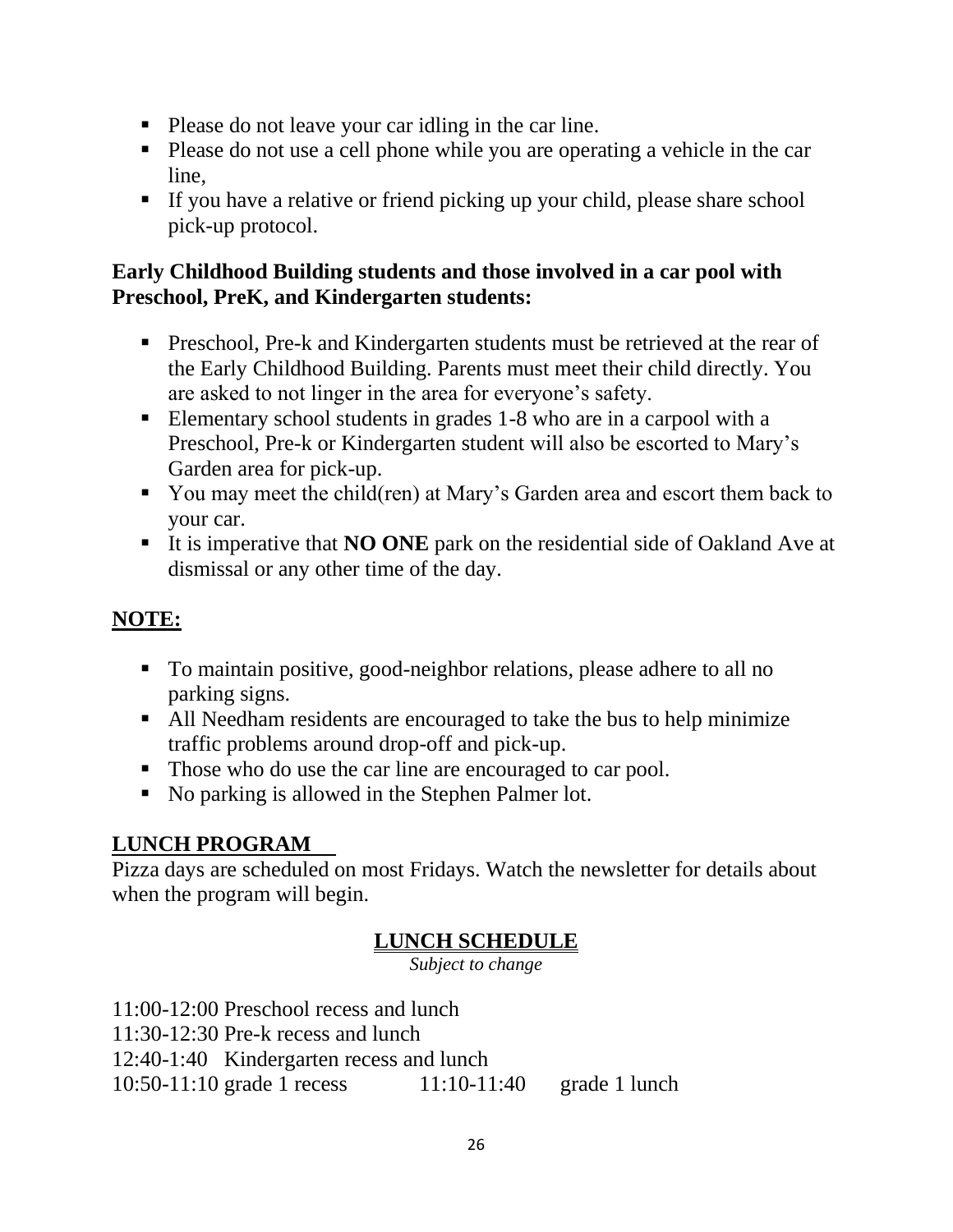- Please do not leave your car idling in the car line.
- Please do not use a cell phone while you are operating a vehicle in the car line,
- If you have a relative or friend picking up your child, please share school pick-up protocol.

**Early Childhood Building students and those involved in a car pool with Preschool, PreK, and Kindergarten students:**

- Preschool, Pre-k and Kindergarten students must be retrieved at the rear of the Early Childhood Building. Parents must meet their child directly. You are asked to not linger in the area for everyone's safety.
- Elementary school students in grades 1-8 who are in a carpool with a Preschool, Pre-k or Kindergarten student will also be escorted to Mary's Garden area for pick-up.
- You may meet the child(ren) at Mary's Garden area and escort them back to your car.
- It is imperative that **NO ONE** park on the residential side of Oakland Ave at dismissal or any other time of the day.

## NOTE:

- To maintain positive, good-neighbor relations, please adhere to all no parking signs.
- All Needham residents are encouraged to take the bus to help minimize traffic problems around drop-off and pick-up.
- Those who do use the car line are encouraged to car pool.
- No parking is allowed in the Stephen Palmer lot.

## LUNCH PROGRAM

Pizza days are scheduled on most Fridays. Watch the newsletter for details about when the program will begin.

### LUNCH SCHEDULE

*Subject to change*

11:00-12:00 Preschool recess and lunch
11:30-12:30 Pre-k recess and lunch
12:40-1:40 Kindergarten recess and lunch
10:50-11:10 grade 1 recess 11:10-11:40 grade 1 lunch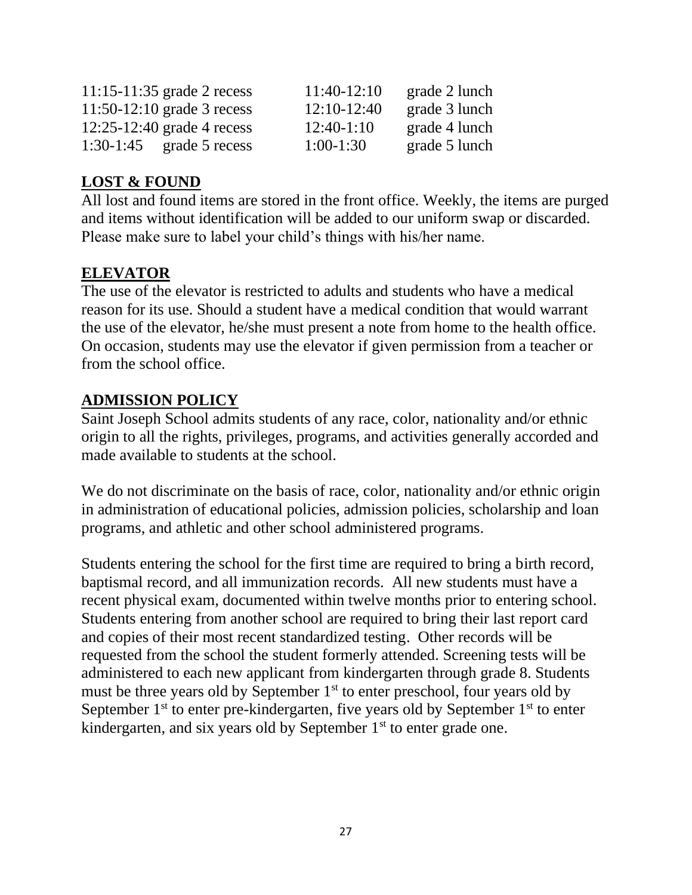| | | | |
|---|---|---|---|
| 11:15-11:35 | grade 2 recess | 11:40-12:10 | grade 2 lunch |
| 11:50-12:10 | grade 3 recess | 12:10-12:40 | grade 3 lunch |
| 12:25-12:40 | grade 4 recess | 12:40-1:10 | grade 4 lunch |
| 1:30-1:45 | grade 5 recess | 1:00-1:30 | grade 5 lunch |

## LOST & FOUND

All lost and found items are stored in the front office. Weekly, the items are purged and items without identification will be added to our uniform swap or discarded. Please make sure to label your child's things with his/her name.

## ELEVATOR

The use of the elevator is restricted to adults and students who have a medical reason for its use. Should a student have a medical condition that would warrant the use of the elevator, he/she must present a note from home to the health office. On occasion, students may use the elevator if given permission from a teacher or from the school office.

## ADMISSION POLICY

Saint Joseph School admits students of any race, color, nationality and/or ethnic origin to all the rights, privileges, programs, and activities generally accorded and made available to students at the school.

We do not discriminate on the basis of race, color, nationality and/or ethnic origin in administration of educational policies, admission policies, scholarship and loan programs, and athletic and other school administered programs.

Students entering the school for the first time are required to bring a birth record, baptismal record, and all immunization records. All new students must have a recent physical exam, documented within twelve months prior to entering school. Students entering from another school are required to bring their last report card and copies of their most recent standardized testing. Other records will be requested from the school the student formerly attended. Screening tests will be administered to each new applicant from kindergarten through grade 8. Students must be three years old by September 1st to enter preschool, four years old by September 1st to enter pre-kindergarten, five years old by September 1st to enter kindergarten, and six years old by September 1st to enter grade one.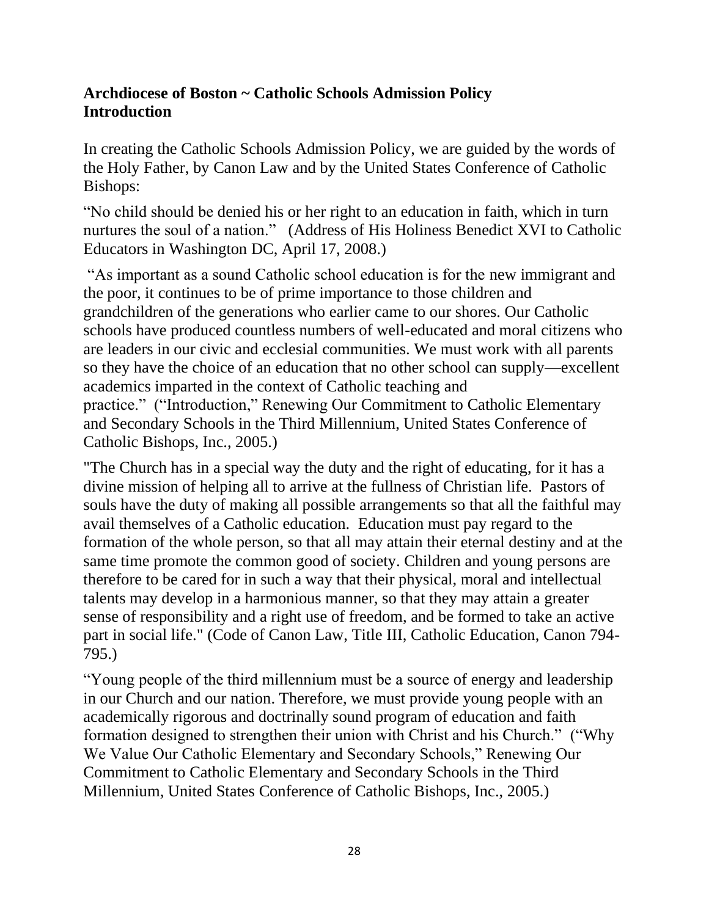**Archdiocese of Boston ~ Catholic Schools Admission Policy**
**Introduction**

In creating the Catholic Schools Admission Policy, we are guided by the words of the Holy Father, by Canon Law and by the United States Conference of Catholic Bishops:

"No child should be denied his or her right to an education in faith, which in turn nurtures the soul of a nation." (Address of His Holiness Benedict XVI to Catholic Educators in Washington DC, April 17, 2008.)

"As important as a sound Catholic school education is for the new immigrant and the poor, it continues to be of prime importance to those children and grandchildren of the generations who earlier came to our shores. Our Catholic schools have produced countless numbers of well-educated and moral citizens who are leaders in our civic and ecclesial communities. We must work with all parents so they have the choice of an education that no other school can supply—excellent academics imparted in the context of Catholic teaching and practice." ("Introduction," Renewing Our Commitment to Catholic Elementary and Secondary Schools in the Third Millennium, United States Conference of Catholic Bishops, Inc., 2005.)

"The Church has in a special way the duty and the right of educating, for it has a divine mission of helping all to arrive at the fullness of Christian life. Pastors of souls have the duty of making all possible arrangements so that all the faithful may avail themselves of a Catholic education. Education must pay regard to the formation of the whole person, so that all may attain their eternal destiny and at the same time promote the common good of society. Children and young persons are therefore to be cared for in such a way that their physical, moral and intellectual talents may develop in a harmonious manner, so that they may attain a greater sense of responsibility and a right use of freedom, and be formed to take an active part in social life." (Code of Canon Law, Title III, Catholic Education, Canon 794-795.)

"Young people of the third millennium must be a source of energy and leadership in our Church and our nation. Therefore, we must provide young people with an academically rigorous and doctrinally sound program of education and faith formation designed to strengthen their union with Christ and his Church." ("Why We Value Our Catholic Elementary and Secondary Schools," Renewing Our Commitment to Catholic Elementary and Secondary Schools in the Third Millennium, United States Conference of Catholic Bishops, Inc., 2005.)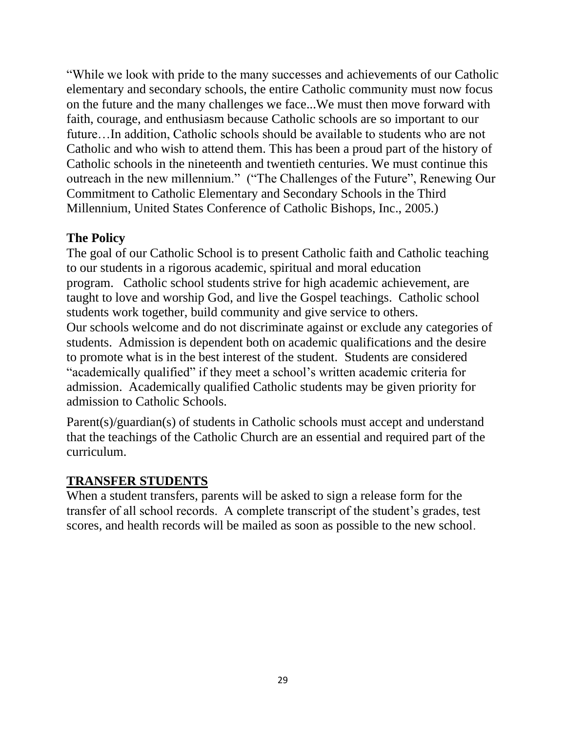"While we look with pride to the many successes and achievements of our Catholic elementary and secondary schools, the entire Catholic community must now focus on the future and the many challenges we face...We must then move forward with faith, courage, and enthusiasm because Catholic schools are so important to our future…In addition, Catholic schools should be available to students who are not Catholic and who wish to attend them. This has been a proud part of the history of Catholic schools in the nineteenth and twentieth centuries. We must continue this outreach in the new millennium." ("The Challenges of the Future", Renewing Our Commitment to Catholic Elementary and Secondary Schools in the Third Millennium, United States Conference of Catholic Bishops, Inc., 2005.)

**The Policy**

The goal of our Catholic School is to present Catholic faith and Catholic teaching to our students in a rigorous academic, spiritual and moral education program. Catholic school students strive for high academic achievement, are taught to love and worship God, and live the Gospel teachings. Catholic school students work together, build community and give service to others.

Our schools welcome and do not discriminate against or exclude any categories of students. Admission is dependent both on academic qualifications and the desire to promote what is in the best interest of the student. Students are considered "academically qualified" if they meet a school's written academic criteria for admission. Academically qualified Catholic students may be given priority for admission to Catholic Schools.

Parent(s)/guardian(s) of students in Catholic schools must accept and understand that the teachings of the Catholic Church are an essential and required part of the curriculum.

## TRANSFER STUDENTS

When a student transfers, parents will be asked to sign a release form for the transfer of all school records. A complete transcript of the student's grades, test scores, and health records will be mailed as soon as possible to the new school.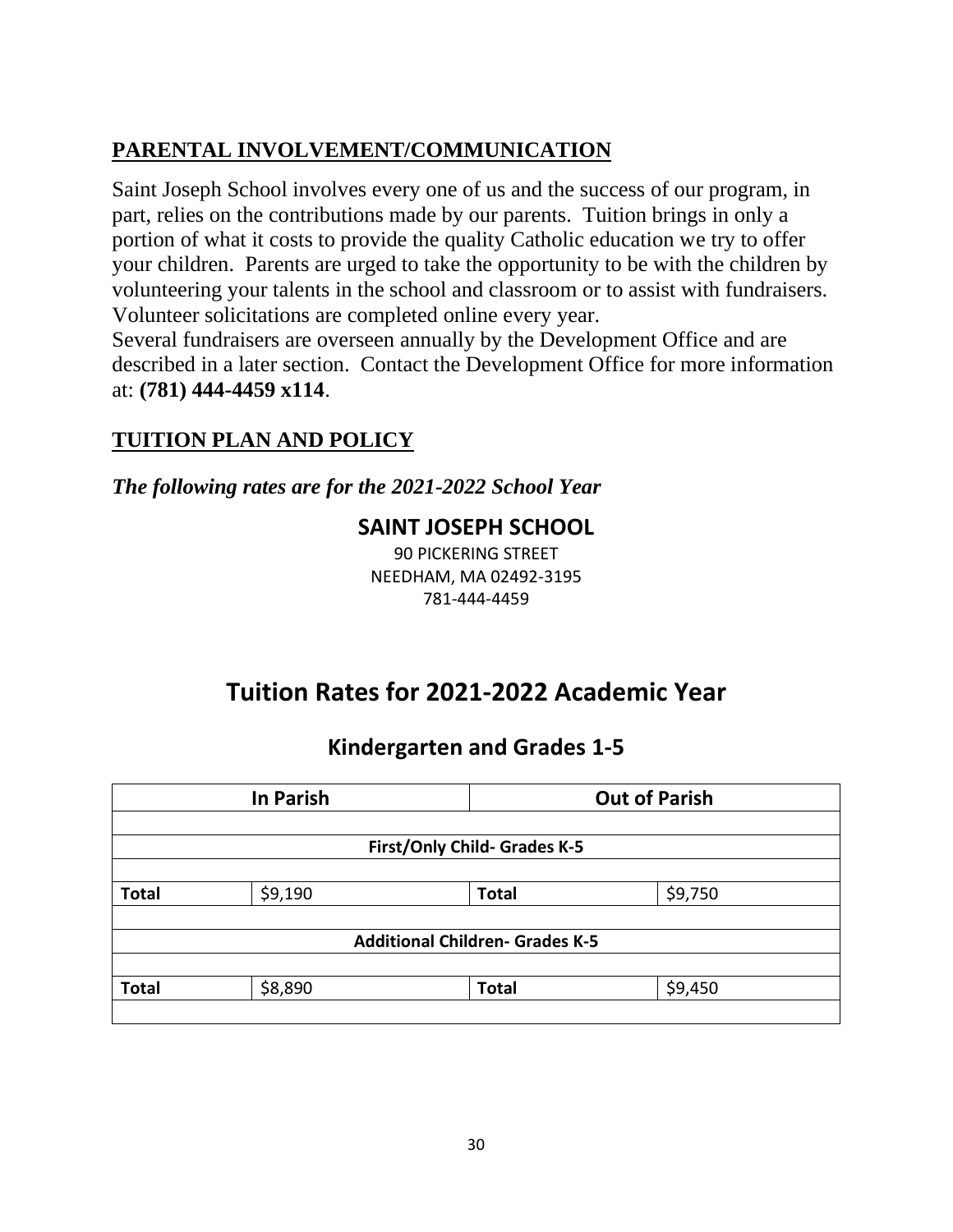## PARENTAL INVOLVEMENT/COMMUNICATION

Saint Joseph School involves every one of us and the success of our program, in part, relies on the contributions made by our parents. Tuition brings in only a portion of what it costs to provide the quality Catholic education we try to offer your children. Parents are urged to take the opportunity to be with the children by volunteering your talents in the school and classroom or to assist with fundraisers. Volunteer solicitations are completed online every year.
Several fundraisers are overseen annually by the Development Office and are described in a later section. Contact the Development Office for more information at: **(781) 444-4459 x114**.

## TUITION PLAN AND POLICY

***The following rates are for the 2021-2022 School Year***

**SAINT JOSEPH SCHOOL**
90 PICKERING STREET
NEEDHAM, MA 02492-3195
781-444-4459

# Tuition Rates for 2021-2022 Academic Year

### Kindergarten and Grades 1-5

| In Parish | | Out of Parish | |
|---|---|---|---|
| | | | |
| **First/Only Child- Grades K-5** | | | |
| | | | |
| **Total** | $9,190 | **Total** | $9,750 |
| | | | |
| **Additional Children- Grades K-5** | | | |
| | | | |
| **Total** | $8,890 | **Total** | $9,450 |
| | | | |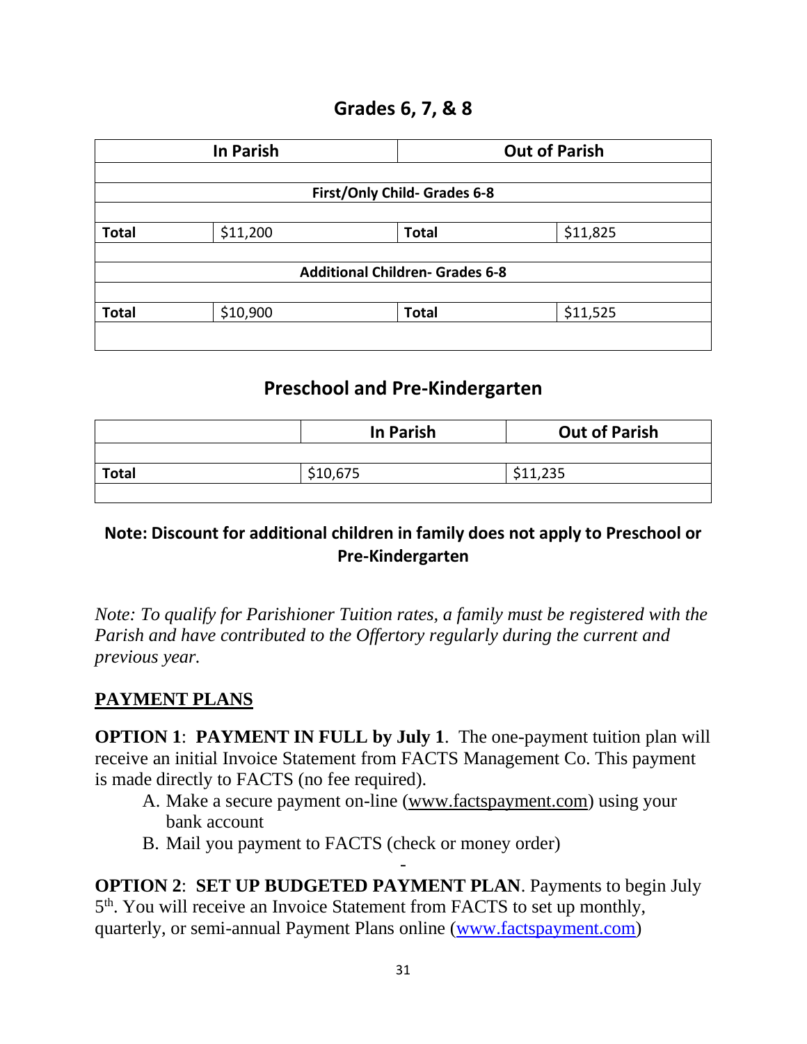## Grades 6, 7, & 8

| In Parish | | Out of Parish | |
|---|---|---|---|
| | | | |
| **First/Only Child- Grades 6-8** | | | |
| | | | |
| **Total** | $11,200 | **Total** | $11,825 |
| | | | |
| **Additional Children- Grades 6-8** | | | |
| | | | |
| **Total** | $10,900 | **Total** | $11,525 |
| | | | |

## Preschool and Pre-Kindergarten

| | In Parish | Out of Parish |
|---|---|---|
| | | |
| **Total** | $10,675 | $11,235 |
| | | |

**Note: Discount for additional children in family does not apply to Preschool or Pre-Kindergarten**

*Note: To qualify for Parishioner Tuition rates, a family must be registered with the Parish and have contributed to the Offertory regularly during the current and previous year.*

**PAYMENT PLANS**

**OPTION 1**: **PAYMENT IN FULL by July 1**. The one-payment tuition plan will receive an initial Invoice Statement from FACTS Management Co. This payment is made directly to FACTS (no fee required).

A. Make a secure payment on-line (www.factspayment.com) using your bank account
B. Mail you payment to FACTS (check or money order)

-

**OPTION 2**: **SET UP BUDGETED PAYMENT PLAN**. Payments to begin July 5th. You will receive an Invoice Statement from FACTS to set up monthly, quarterly, or semi-annual Payment Plans online (www.factspayment.com)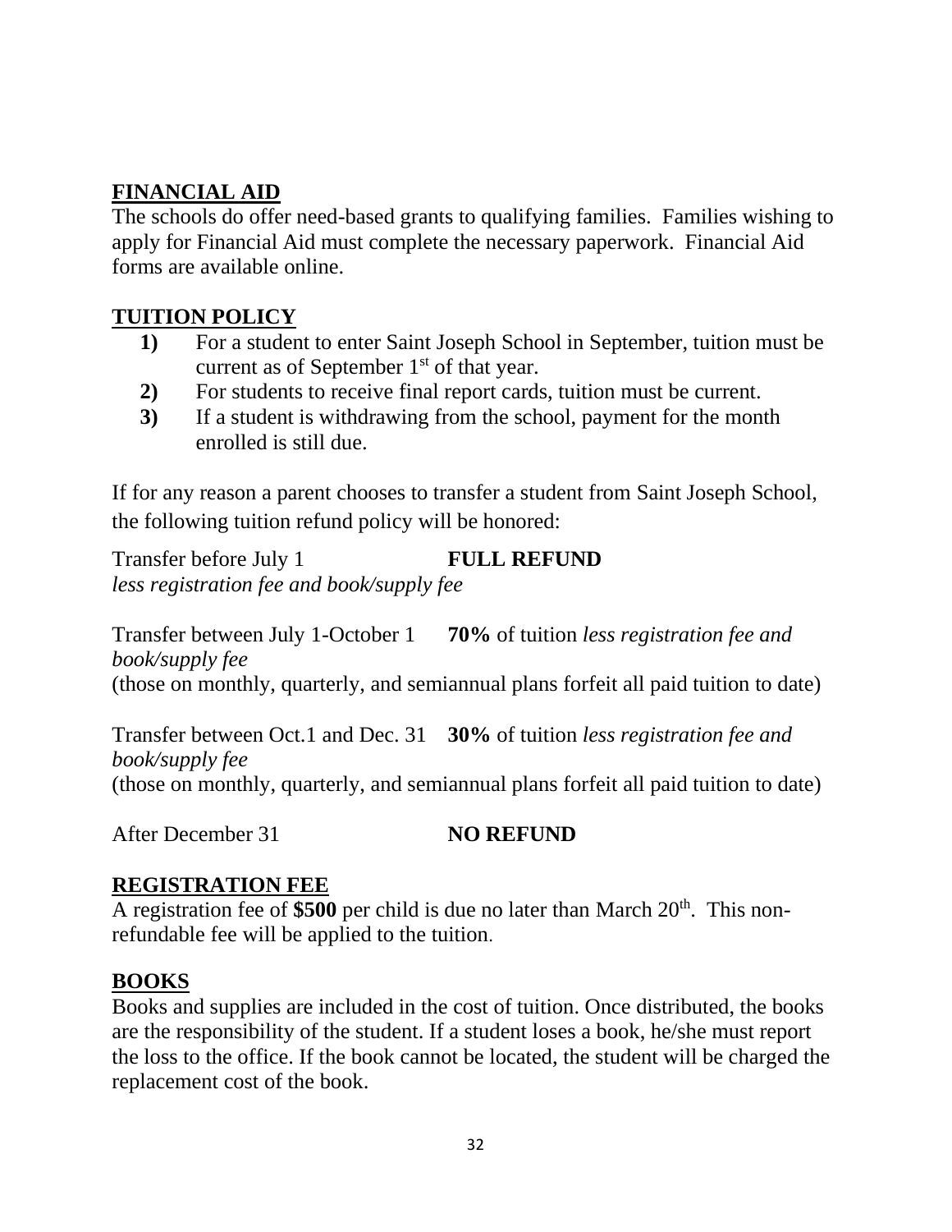## FINANCIAL AID

The schools do offer need-based grants to qualifying families. Families wishing to apply for Financial Aid must complete the necessary paperwork. Financial Aid forms are available online.

## TUITION POLICY

**1)** For a student to enter Saint Joseph School in September, tuition must be current as of September 1st of that year.

**2)** For students to receive final report cards, tuition must be current.

**3)** If a student is withdrawing from the school, payment for the month enrolled is still due.

If for any reason a parent chooses to transfer a student from Saint Joseph School, the following tuition refund policy will be honored:

Transfer before July 1 **FULL REFUND**
*less registration fee and book/supply fee*

Transfer between July 1-October 1 **70%** of tuition *less registration fee and book/supply fee*
(those on monthly, quarterly, and semiannual plans forfeit all paid tuition to date)

Transfer between Oct.1 and Dec. 31 **30%** of tuition *less registration fee and book/supply fee*
(those on monthly, quarterly, and semiannual plans forfeit all paid tuition to date)

After December 31 **NO REFUND**

## REGISTRATION FEE

A registration fee of **$500** per child is due no later than March 20th. This non-refundable fee will be applied to the tuition.

## BOOKS

Books and supplies are included in the cost of tuition. Once distributed, the books are the responsibility of the student. If a student loses a book, he/she must report the loss to the office. If the book cannot be located, the student will be charged the replacement cost of the book.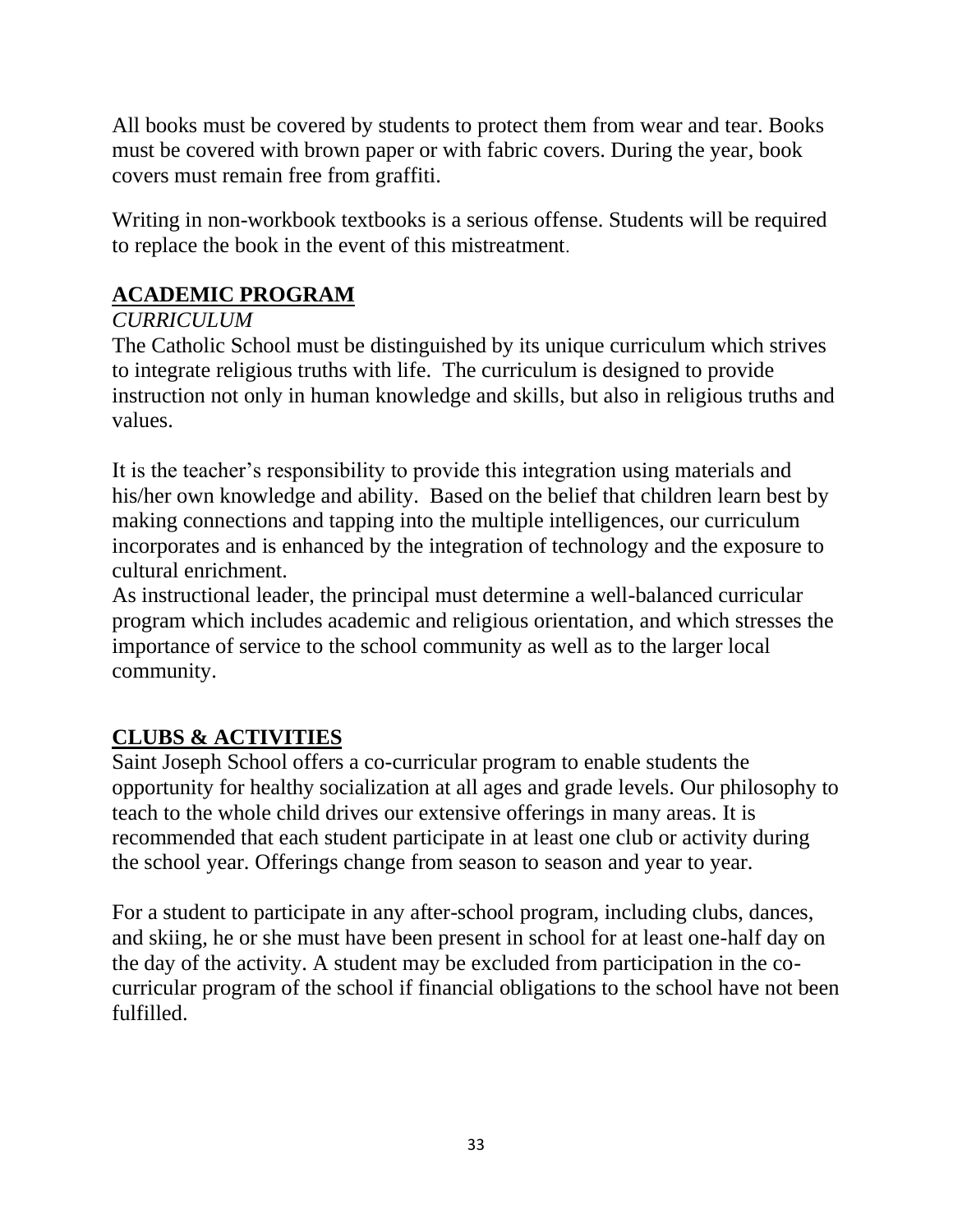All books must be covered by students to protect them from wear and tear. Books must be covered with brown paper or with fabric covers. During the year, book covers must remain free from graffiti.

Writing in non-workbook textbooks is a serious offense. Students will be required to replace the book in the event of this mistreatment.

## ACADEMIC PROGRAM

*CURRICULUM*

The Catholic School must be distinguished by its unique curriculum which strives to integrate religious truths with life. The curriculum is designed to provide instruction not only in human knowledge and skills, but also in religious truths and values.

It is the teacher's responsibility to provide this integration using materials and his/her own knowledge and ability. Based on the belief that children learn best by making connections and tapping into the multiple intelligences, our curriculum incorporates and is enhanced by the integration of technology and the exposure to cultural enrichment.

As instructional leader, the principal must determine a well-balanced curricular program which includes academic and religious orientation, and which stresses the importance of service to the school community as well as to the larger local community.

## CLUBS & ACTIVITIES

Saint Joseph School offers a co-curricular program to enable students the opportunity for healthy socialization at all ages and grade levels. Our philosophy to teach to the whole child drives our extensive offerings in many areas. It is recommended that each student participate in at least one club or activity during the school year. Offerings change from season to season and year to year.

For a student to participate in any after-school program, including clubs, dances, and skiing, he or she must have been present in school for at least one-half day on the day of the activity. A student may be excluded from participation in the co-curricular program of the school if financial obligations to the school have not been fulfilled.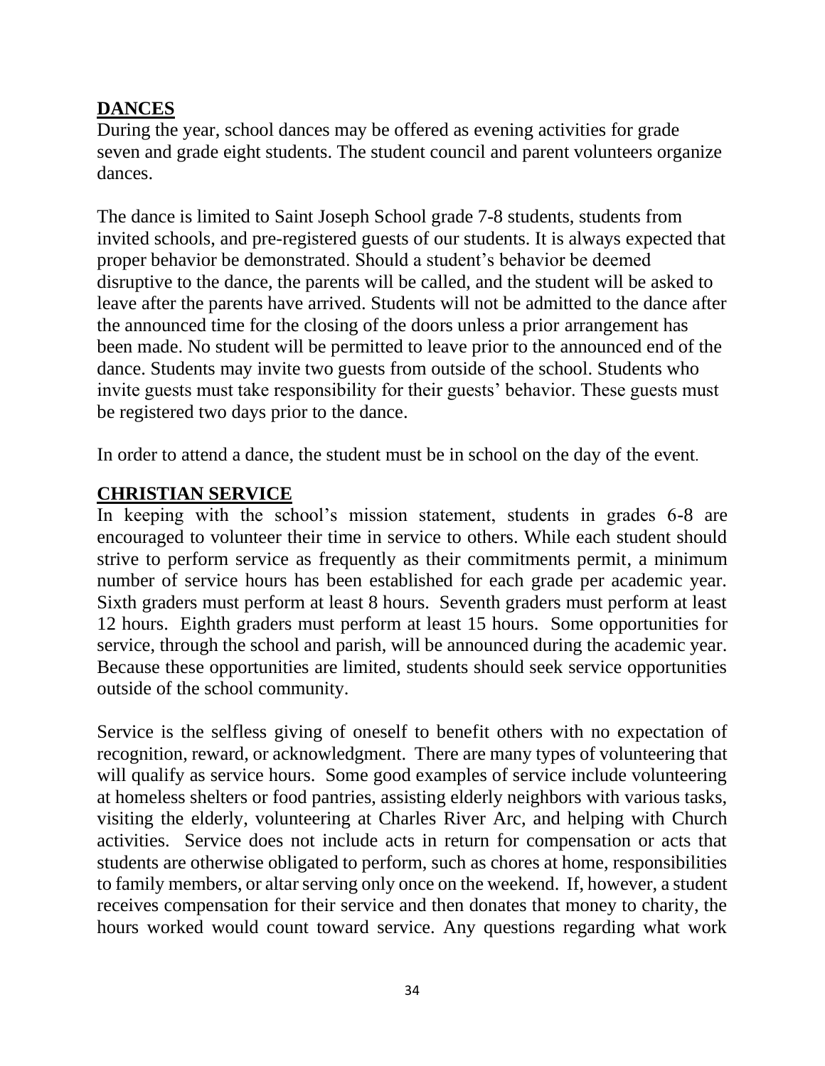## DANCES

During the year, school dances may be offered as evening activities for grade seven and grade eight students. The student council and parent volunteers organize dances.

The dance is limited to Saint Joseph School grade 7-8 students, students from invited schools, and pre-registered guests of our students. It is always expected that proper behavior be demonstrated. Should a student's behavior be deemed disruptive to the dance, the parents will be called, and the student will be asked to leave after the parents have arrived. Students will not be admitted to the dance after the announced time for the closing of the doors unless a prior arrangement has been made. No student will be permitted to leave prior to the announced end of the dance. Students may invite two guests from outside of the school. Students who invite guests must take responsibility for their guests' behavior. These guests must be registered two days prior to the dance.

In order to attend a dance, the student must be in school on the day of the event.

## CHRISTIAN SERVICE

In keeping with the school's mission statement, students in grades 6-8 are encouraged to volunteer their time in service to others. While each student should strive to perform service as frequently as their commitments permit, a minimum number of service hours has been established for each grade per academic year. Sixth graders must perform at least 8 hours. Seventh graders must perform at least 12 hours. Eighth graders must perform at least 15 hours. Some opportunities for service, through the school and parish, will be announced during the academic year. Because these opportunities are limited, students should seek service opportunities outside of the school community.

Service is the selfless giving of oneself to benefit others with no expectation of recognition, reward, or acknowledgment. There are many types of volunteering that will qualify as service hours. Some good examples of service include volunteering at homeless shelters or food pantries, assisting elderly neighbors with various tasks, visiting the elderly, volunteering at Charles River Arc, and helping with Church activities. Service does not include acts in return for compensation or acts that students are otherwise obligated to perform, such as chores at home, responsibilities to family members, or altar serving only once on the weekend. If, however, a student receives compensation for their service and then donates that money to charity, the hours worked would count toward service. Any questions regarding what work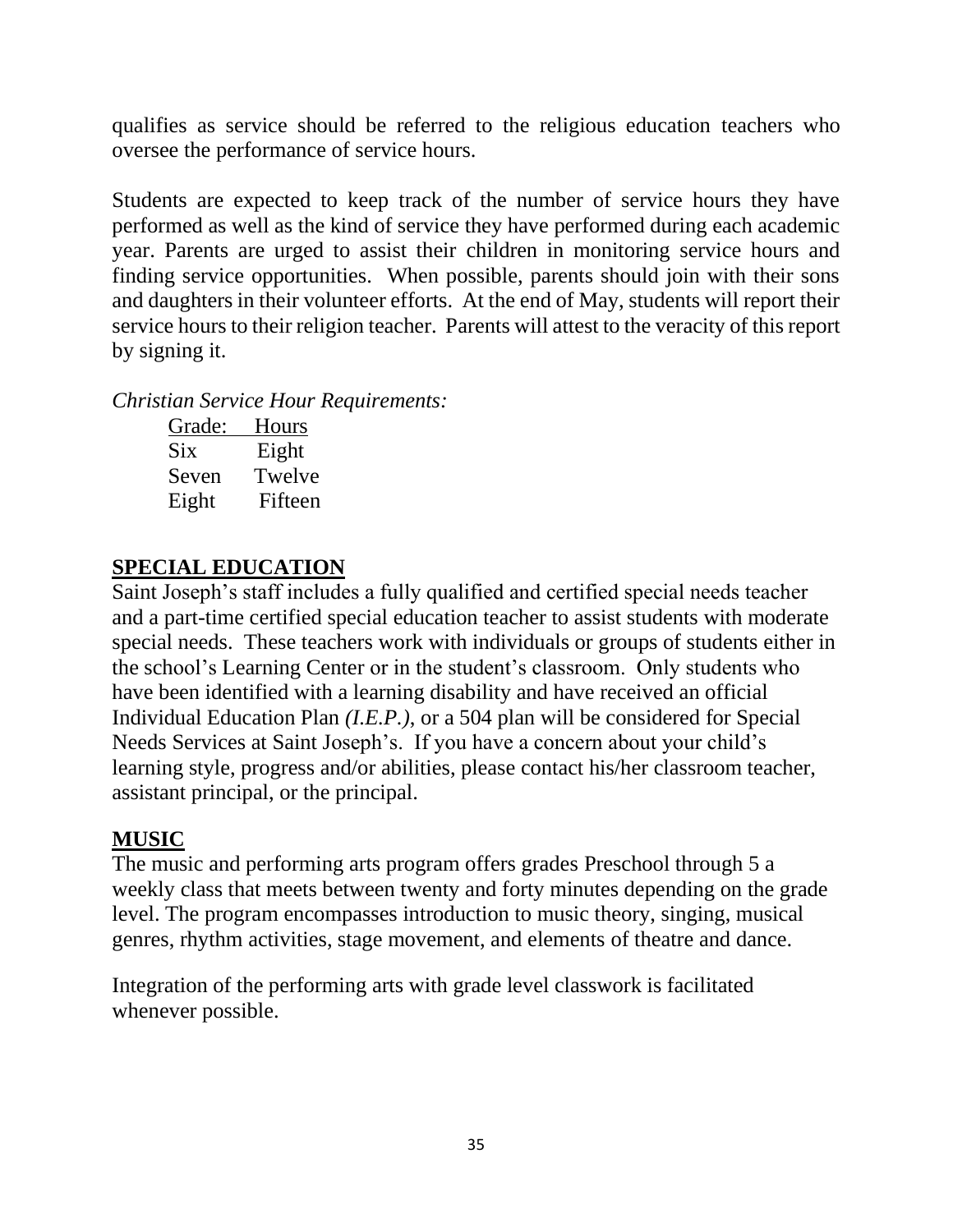qualifies as service should be referred to the religious education teachers who oversee the performance of service hours.

Students are expected to keep track of the number of service hours they have performed as well as the kind of service they have performed during each academic year. Parents are urged to assist their children in monitoring service hours and finding service opportunities. When possible, parents should join with their sons and daughters in their volunteer efforts. At the end of May, students will report their service hours to their religion teacher. Parents will attest to the veracity of this report by signing it.

*Christian Service Hour Requirements:*

| Grade: | Hours |
|---|---|
| Six | Eight |
| Seven | Twelve |
| Eight | Fifteen |

## SPECIAL EDUCATION

Saint Joseph's staff includes a fully qualified and certified special needs teacher and a part-time certified special education teacher to assist students with moderate special needs. These teachers work with individuals or groups of students either in the school's Learning Center or in the student's classroom. Only students who have been identified with a learning disability and have received an official Individual Education Plan *(I.E.P.)*, or a 504 plan will be considered for Special Needs Services at Saint Joseph's. If you have a concern about your child's learning style, progress and/or abilities, please contact his/her classroom teacher, assistant principal, or the principal.

## MUSIC

The music and performing arts program offers grades Preschool through 5 a weekly class that meets between twenty and forty minutes depending on the grade level. The program encompasses introduction to music theory, singing, musical genres, rhythm activities, stage movement, and elements of theatre and dance.

Integration of the performing arts with grade level classwork is facilitated whenever possible.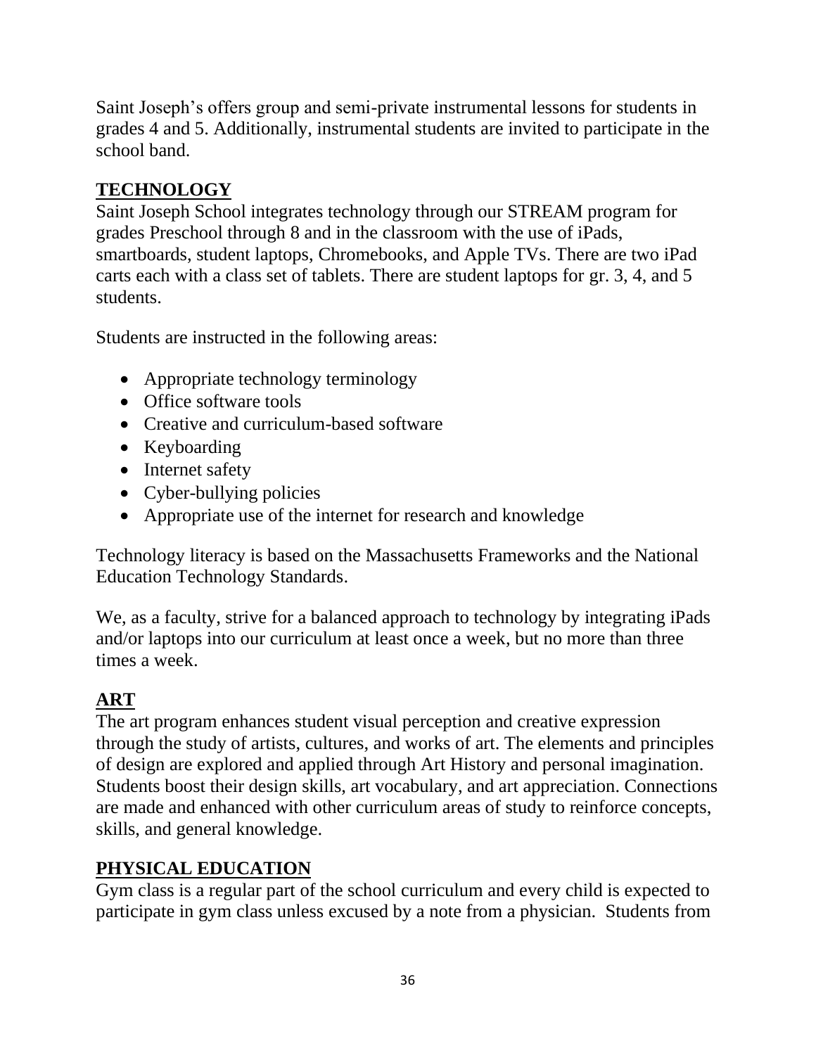Saint Joseph's offers group and semi-private instrumental lessons for students in grades 4 and 5. Additionally, instrumental students are invited to participate in the school band.

## TECHNOLOGY

Saint Joseph School integrates technology through our STREAM program for grades Preschool through 8 and in the classroom with the use of iPads, smartboards, student laptops, Chromebooks, and Apple TVs. There are two iPad carts each with a class set of tablets. There are student laptops for gr. 3, 4, and 5 students.

Students are instructed in the following areas:

- Appropriate technology terminology
- Office software tools
- Creative and curriculum-based software
- Keyboarding
- Internet safety
- Cyber-bullying policies
- Appropriate use of the internet for research and knowledge

Technology literacy is based on the Massachusetts Frameworks and the National Education Technology Standards.

We, as a faculty, strive for a balanced approach to technology by integrating iPads and/or laptops into our curriculum at least once a week, but no more than three times a week.

## ART

The art program enhances student visual perception and creative expression through the study of artists, cultures, and works of art. The elements and principles of design are explored and applied through Art History and personal imagination. Students boost their design skills, art vocabulary, and art appreciation. Connections are made and enhanced with other curriculum areas of study to reinforce concepts, skills, and general knowledge.

## PHYSICAL EDUCATION

Gym class is a regular part of the school curriculum and every child is expected to participate in gym class unless excused by a note from a physician. Students from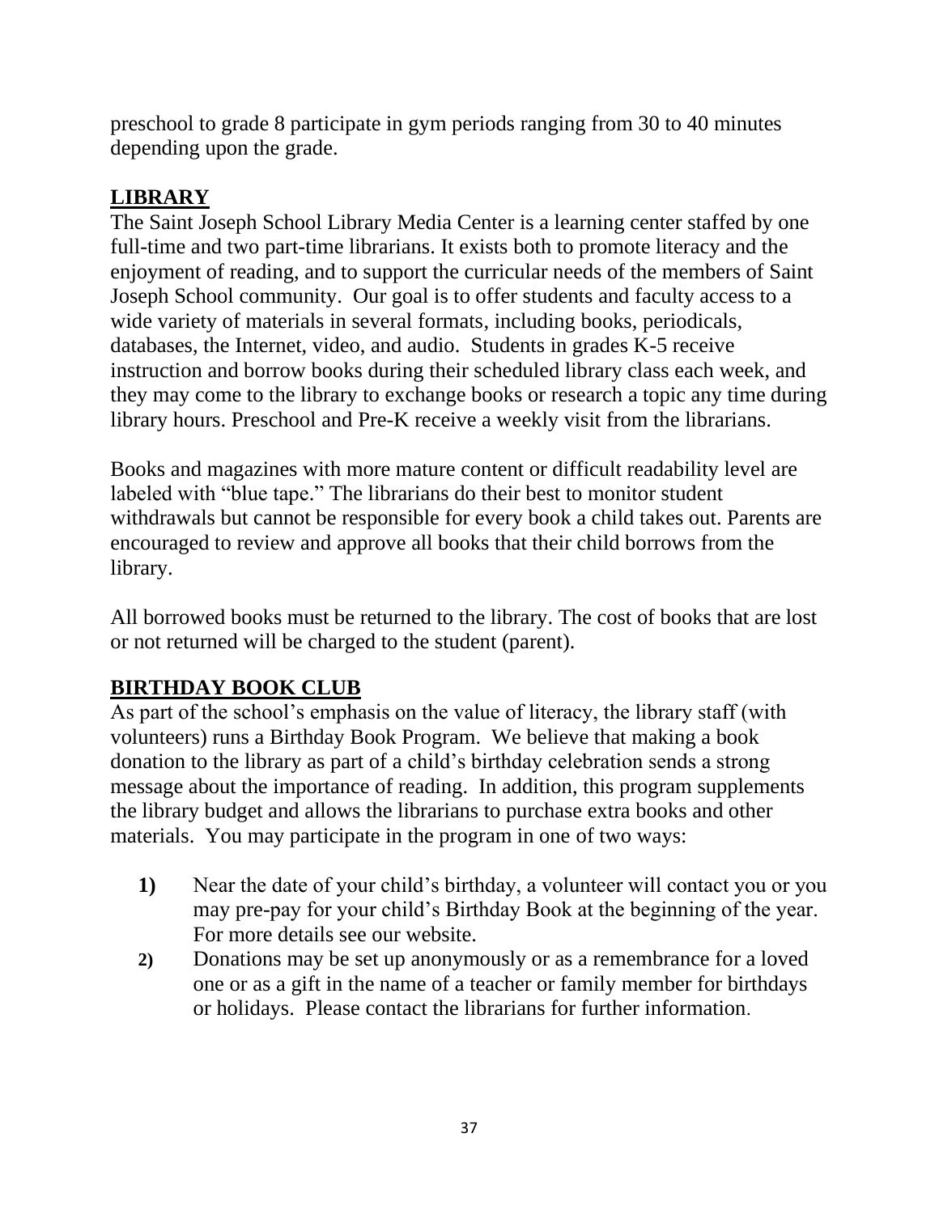preschool to grade 8 participate in gym periods ranging from 30 to 40 minutes depending upon the grade.

## LIBRARY

The Saint Joseph School Library Media Center is a learning center staffed by one full-time and two part-time librarians. It exists both to promote literacy and the enjoyment of reading, and to support the curricular needs of the members of Saint Joseph School community. Our goal is to offer students and faculty access to a wide variety of materials in several formats, including books, periodicals, databases, the Internet, video, and audio. Students in grades K-5 receive instruction and borrow books during their scheduled library class each week, and they may come to the library to exchange books or research a topic any time during library hours. Preschool and Pre-K receive a weekly visit from the librarians.

Books and magazines with more mature content or difficult readability level are labeled with "blue tape." The librarians do their best to monitor student withdrawals but cannot be responsible for every book a child takes out. Parents are encouraged to review and approve all books that their child borrows from the library.

All borrowed books must be returned to the library. The cost of books that are lost or not returned will be charged to the student (parent).

## BIRTHDAY BOOK CLUB

As part of the school's emphasis on the value of literacy, the library staff (with volunteers) runs a Birthday Book Program. We believe that making a book donation to the library as part of a child's birthday celebration sends a strong message about the importance of reading. In addition, this program supplements the library budget and allows the librarians to purchase extra books and other materials. You may participate in the program in one of two ways:

1) Near the date of your child's birthday, a volunteer will contact you or you may pre-pay for your child's Birthday Book at the beginning of the year. For more details see our website.
2) Donations may be set up anonymously or as a remembrance for a loved one or as a gift in the name of a teacher or family member for birthdays or holidays. Please contact the librarians for further information.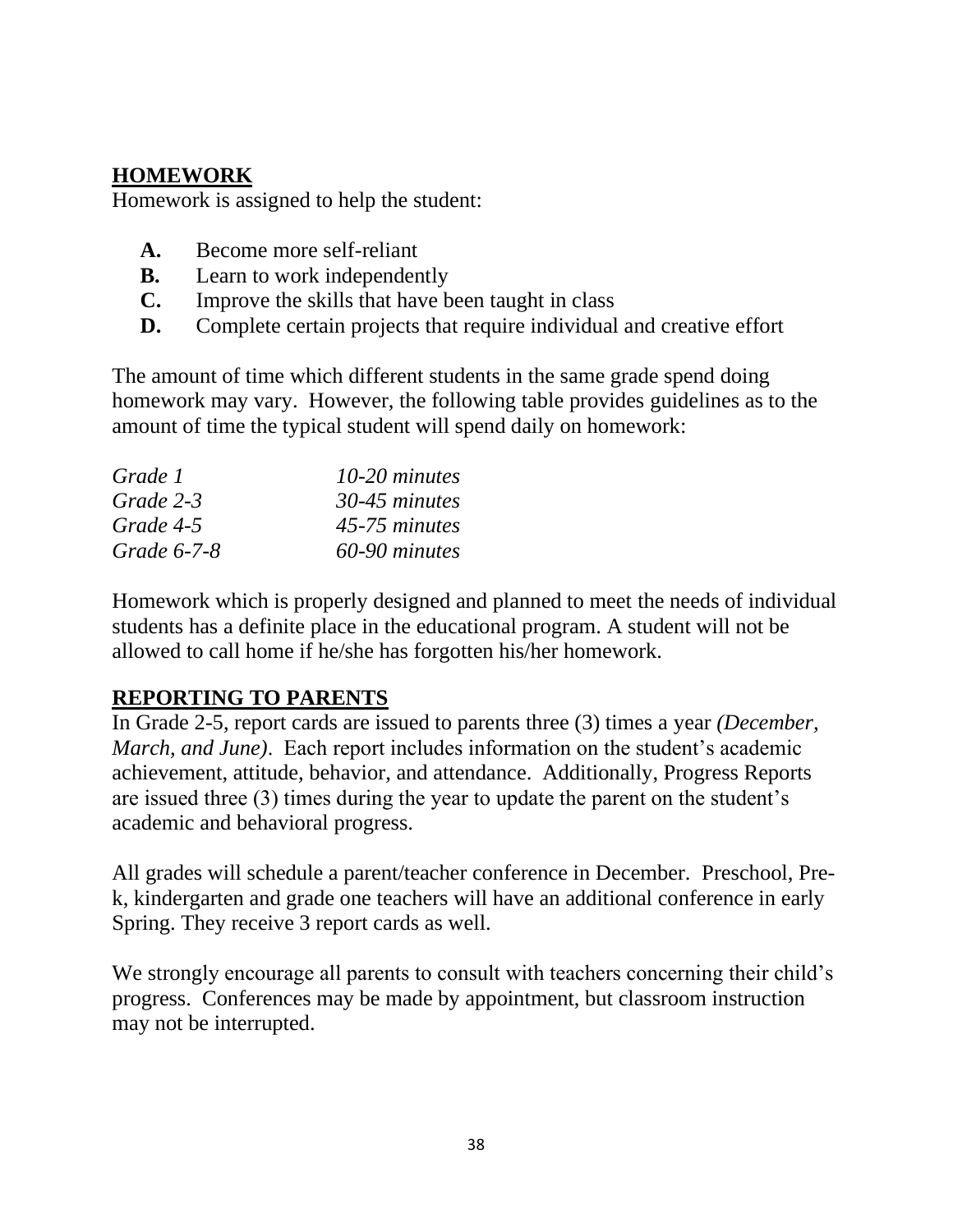## HOMEWORK

Homework is assigned to help the student:

- **A.** Become more self-reliant
- **B.** Learn to work independently
- **C.** Improve the skills that have been taught in class
- **D.** Complete certain projects that require individual and creative effort

The amount of time which different students in the same grade spend doing homework may vary. However, the following table provides guidelines as to the amount of time the typical student will spend daily on homework:

| | |
|---|---|
| *Grade 1* | *10-20 minutes* |
| *Grade 2-3* | *30-45 minutes* |
| *Grade 4-5* | *45-75 minutes* |
| *Grade 6-7-8* | *60-90 minutes* |

Homework which is properly designed and planned to meet the needs of individual students has a definite place in the educational program. A student will not be allowed to call home if he/she has forgotten his/her homework.

## REPORTING TO PARENTS

In Grade 2-5, report cards are issued to parents three (3) times a year *(December, March, and June)*. Each report includes information on the student's academic achievement, attitude, behavior, and attendance. Additionally, Progress Reports are issued three (3) times during the year to update the parent on the student's academic and behavioral progress.

All grades will schedule a parent/teacher conference in December. Preschool, Pre-k, kindergarten and grade one teachers will have an additional conference in early Spring. They receive 3 report cards as well.

We strongly encourage all parents to consult with teachers concerning their child's progress. Conferences may be made by appointment, but classroom instruction may not be interrupted.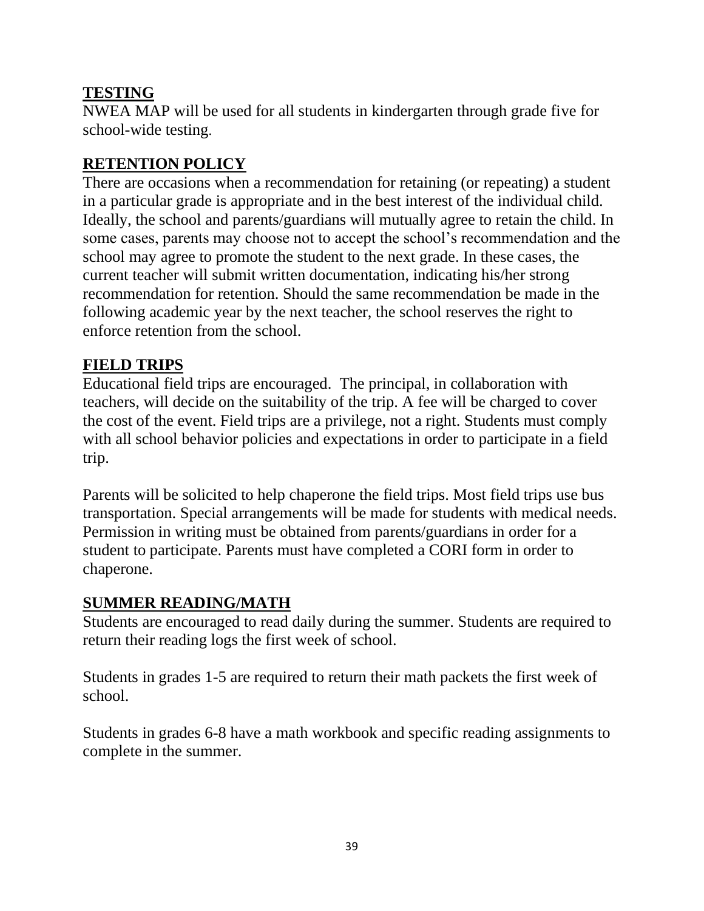## TESTING

NWEA MAP will be used for all students in kindergarten through grade five for school-wide testing.

## RETENTION POLICY

There are occasions when a recommendation for retaining (or repeating) a student in a particular grade is appropriate and in the best interest of the individual child. Ideally, the school and parents/guardians will mutually agree to retain the child. In some cases, parents may choose not to accept the school's recommendation and the school may agree to promote the student to the next grade. In these cases, the current teacher will submit written documentation, indicating his/her strong recommendation for retention. Should the same recommendation be made in the following academic year by the next teacher, the school reserves the right to enforce retention from the school.

## FIELD TRIPS

Educational field trips are encouraged. The principal, in collaboration with teachers, will decide on the suitability of the trip. A fee will be charged to cover the cost of the event. Field trips are a privilege, not a right. Students must comply with all school behavior policies and expectations in order to participate in a field trip.

Parents will be solicited to help chaperone the field trips. Most field trips use bus transportation. Special arrangements will be made for students with medical needs. Permission in writing must be obtained from parents/guardians in order for a student to participate. Parents must have completed a CORI form in order to chaperone.

## SUMMER READING/MATH

Students are encouraged to read daily during the summer. Students are required to return their reading logs the first week of school.

Students in grades 1-5 are required to return their math packets the first week of school.

Students in grades 6-8 have a math workbook and specific reading assignments to complete in the summer.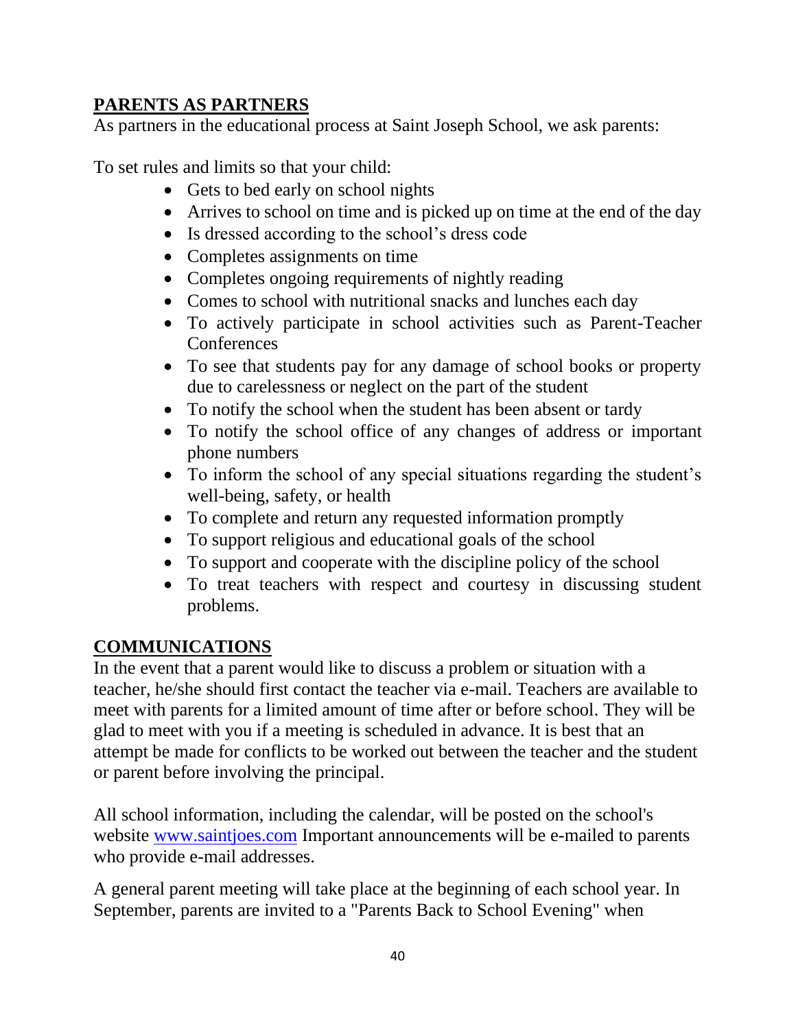## PARENTS AS PARTNERS

As partners in the educational process at Saint Joseph School, we ask parents:

To set rules and limits so that your child:

- Gets to bed early on school nights
- Arrives to school on time and is picked up on time at the end of the day
- Is dressed according to the school's dress code
- Completes assignments on time
- Completes ongoing requirements of nightly reading
- Comes to school with nutritional snacks and lunches each day
- To actively participate in school activities such as Parent-Teacher Conferences
- To see that students pay for any damage of school books or property due to carelessness or neglect on the part of the student
- To notify the school when the student has been absent or tardy
- To notify the school office of any changes of address or important phone numbers
- To inform the school of any special situations regarding the student's well-being, safety, or health
- To complete and return any requested information promptly
- To support religious and educational goals of the school
- To support and cooperate with the discipline policy of the school
- To treat teachers with respect and courtesy in discussing student problems.

## COMMUNICATIONS

In the event that a parent would like to discuss a problem or situation with a teacher, he/she should first contact the teacher via e-mail. Teachers are available to meet with parents for a limited amount of time after or before school. They will be glad to meet with you if a meeting is scheduled in advance. It is best that an attempt be made for conflicts to be worked out between the teacher and the student or parent before involving the principal.

All school information, including the calendar, will be posted on the school's website www.saintjoes.com Important announcements will be e-mailed to parents who provide e-mail addresses.

A general parent meeting will take place at the beginning of each school year. In September, parents are invited to a "Parents Back to School Evening" when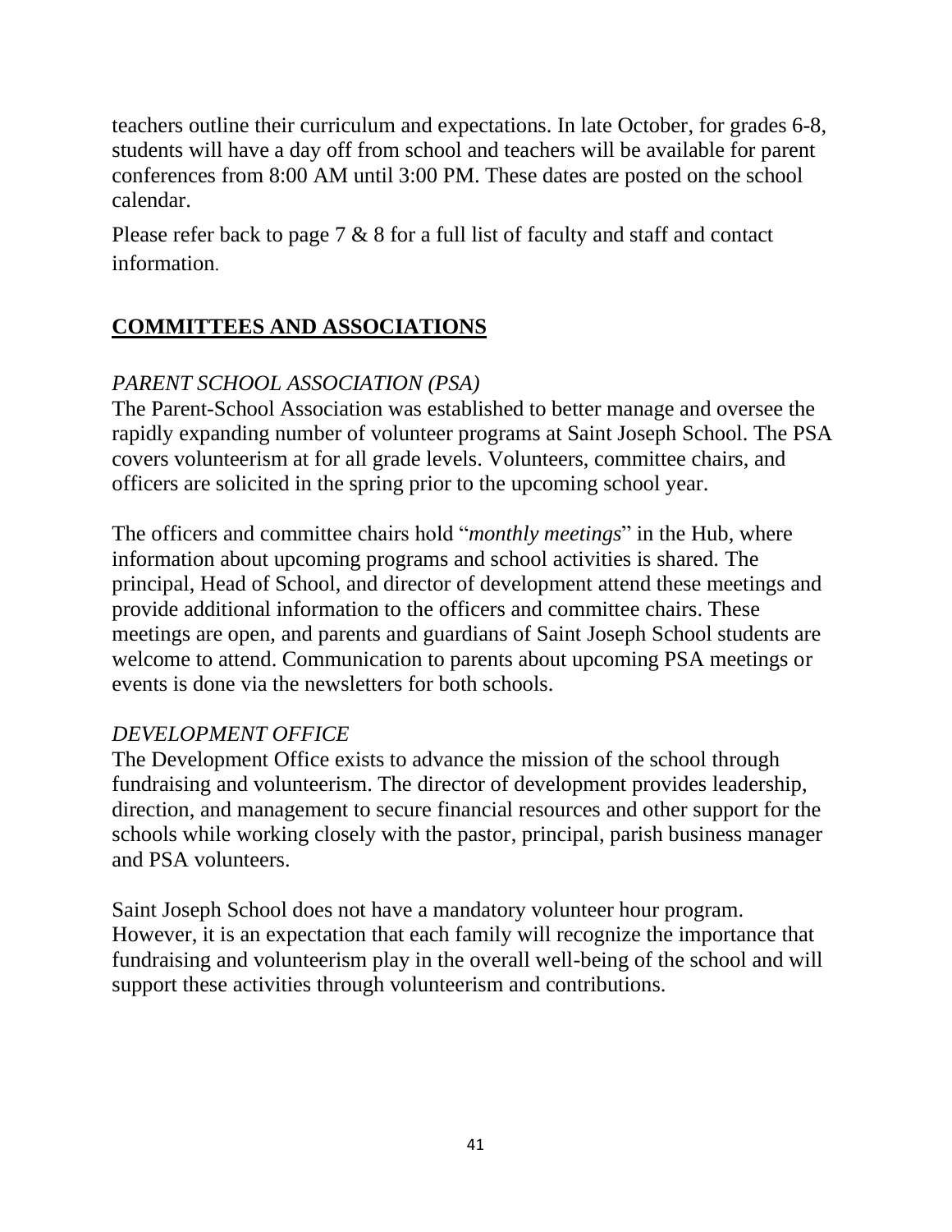teachers outline their curriculum and expectations. In late October, for grades 6-8, students will have a day off from school and teachers will be available for parent conferences from 8:00 AM until 3:00 PM. These dates are posted on the school calendar.

Please refer back to page 7 & 8 for a full list of faculty and staff and contact information.

## **COMMITTEES AND ASSOCIATIONS**

*PARENT SCHOOL ASSOCIATION (PSA)*

The Parent-School Association was established to better manage and oversee the rapidly expanding number of volunteer programs at Saint Joseph School. The PSA covers volunteerism at for all grade levels. Volunteers, committee chairs, and officers are solicited in the spring prior to the upcoming school year.

The officers and committee chairs hold "*monthly meetings*" in the Hub, where information about upcoming programs and school activities is shared. The principal, Head of School, and director of development attend these meetings and provide additional information to the officers and committee chairs. These meetings are open, and parents and guardians of Saint Joseph School students are welcome to attend. Communication to parents about upcoming PSA meetings or events is done via the newsletters for both schools.

*DEVELOPMENT OFFICE*

The Development Office exists to advance the mission of the school through fundraising and volunteerism. The director of development provides leadership, direction, and management to secure financial resources and other support for the schools while working closely with the pastor, principal, parish business manager and PSA volunteers.

Saint Joseph School does not have a mandatory volunteer hour program. However, it is an expectation that each family will recognize the importance that fundraising and volunteerism play in the overall well-being of the school and will support these activities through volunteerism and contributions.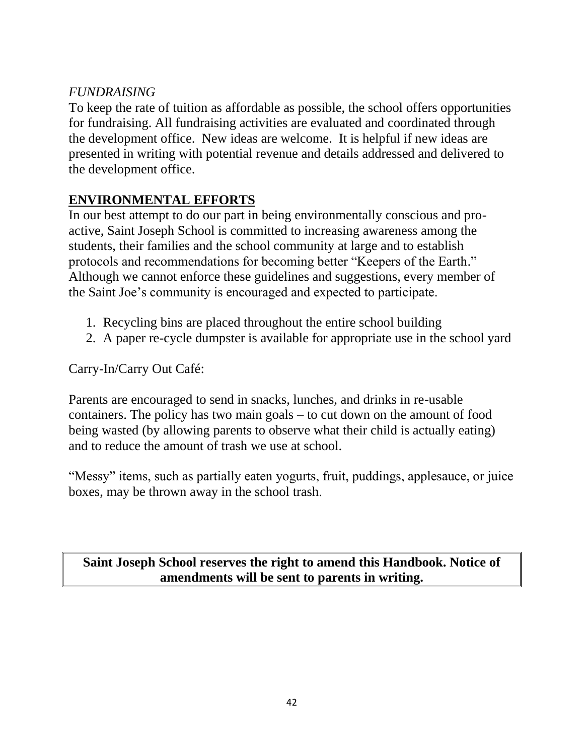*FUNDRAISING*

To keep the rate of tuition as affordable as possible, the school offers opportunities for fundraising. All fundraising activities are evaluated and coordinated through the development office. New ideas are welcome. It is helpful if new ideas are presented in writing with potential revenue and details addressed and delivered to the development office.

## ENVIRONMENTAL EFFORTS

In our best attempt to do our part in being environmentally conscious and pro-active, Saint Joseph School is committed to increasing awareness among the students, their families and the school community at large and to establish protocols and recommendations for becoming better "Keepers of the Earth." Although we cannot enforce these guidelines and suggestions, every member of the Saint Joe's community is encouraged and expected to participate.

1. Recycling bins are placed throughout the entire school building
2. A paper re-cycle dumpster is available for appropriate use in the school yard

Carry-In/Carry Out Café:

Parents are encouraged to send in snacks, lunches, and drinks in re-usable containers. The policy has two main goals – to cut down on the amount of food being wasted (by allowing parents to observe what their child is actually eating) and to reduce the amount of trash we use at school.

"Messy" items, such as partially eaten yogurts, fruit, puddings, applesauce, or juice boxes, may be thrown away in the school trash.

**Saint Joseph School reserves the right to amend this Handbook. Notice of amendments will be sent to parents in writing.**